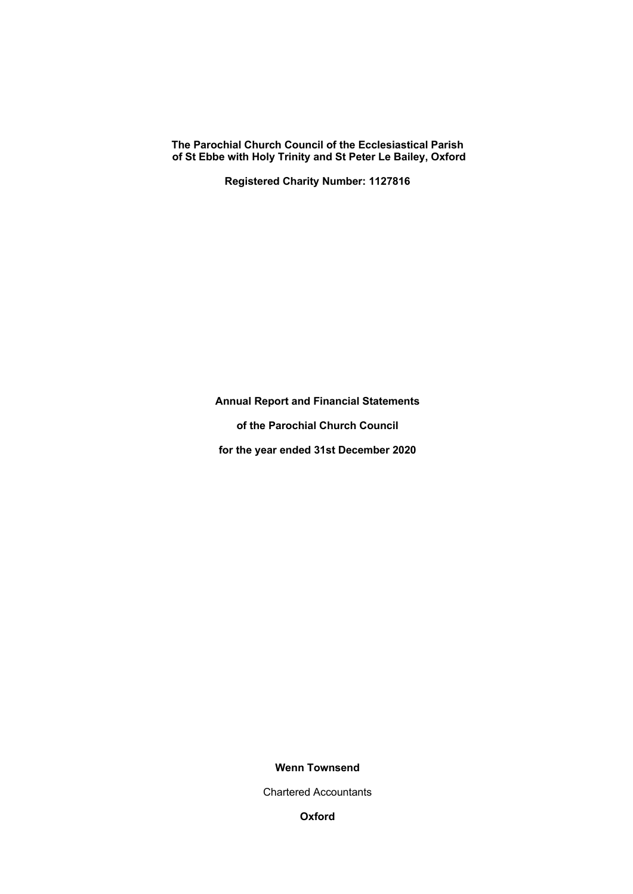**The Parochial Church Council of the Ecclesiastical Parish of St Ebbe with Holy Trinity and St Peter Le Bailey, Oxford**

**Registered Charity Number: 1127816**

**Annual Report and Financial Statements**

**of the Parochial Church Council**

**for the year ended 31st December 2020**

**Wenn Townsend**

Chartered Accountants

**Oxford**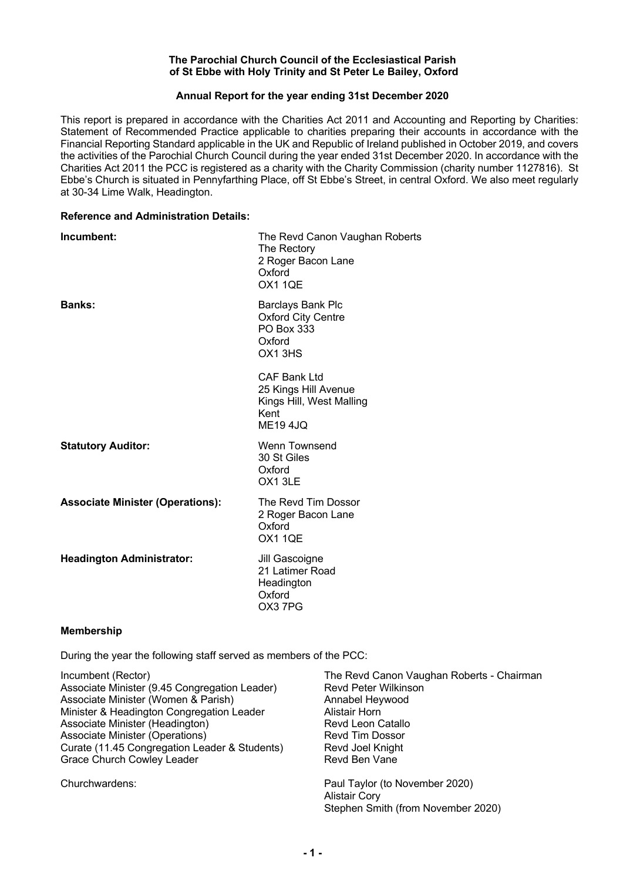**The Parochial Church Council of the Ecclesiastical Parish of St Ebbe with Holy Trinity and St Peter Le Bailey, Oxford**

**Annual Report for the year ending 31st December 2020**

This report is prepared in accordance with the Charities Act 2011 and Accounting and Reporting by Charities: Statement of Recommended Practice applicable to charities preparing their accounts in accordance with the Financial Reporting Standard applicable in the UK and Republic of Ireland published in October 2019, and covers the activities of the Parochial Church Council during the year ended 31st December 2020. In accordance with the Charities Act 2011 the PCC is registered as a charity with the Charity Commission (charity number 1127816). St Ebbe's Church is situated in Pennyfarthing Place, off St Ebbe's Street, in central Oxford. We also meet regularly at 30-34 Lime Walk, Headington.

**Reference and Administration Details:**

**Incumbent:**
The Revd Canon Vaughan Roberts
The Rectory
2 Roger Bacon Lane
Oxford
OX1 1QE

**Banks:**
Barclays Bank Plc
Oxford City Centre
PO Box 333
Oxford
OX1 3HS

CAF Bank Ltd
25 Kings Hill Avenue
Kings Hill, West Malling
Kent
ME19 4JQ

**Statutory Auditor:**
Wenn Townsend
30 St Giles
Oxford
OX1 3LE

**Associate Minister (Operations):**
The Revd Tim Dossor
2 Roger Bacon Lane
Oxford
OX1 1QE

**Headington Administrator:**
Jill Gascoigne
21 Latimer Road
Headington
Oxford
OX3 7PG

**Membership**

During the year the following staff served as members of the PCC:

| | |
|---|---|
| Incumbent (Rector) | The Revd Canon Vaughan Roberts - Chairman |
| Associate Minister (9.45 Congregation Leader) | Revd Peter Wilkinson |
| Associate Minister (Women & Parish) | Annabel Heywood |
| Minister & Headington Congregation Leader | Alistair Horn |
| Associate Minister (Headington) | Revd Leon Catallo |
| Associate Minister (Operations) | Revd Tim Dossor |
| Curate (11.45 Congregation Leader & Students) | Revd Joel Knight |
| Grace Church Cowley Leader | Revd Ben Vane |
| Churchwardens: | Paul Taylor (to November 2020)<br>Alistair Cory<br>Stephen Smith (from November 2020) |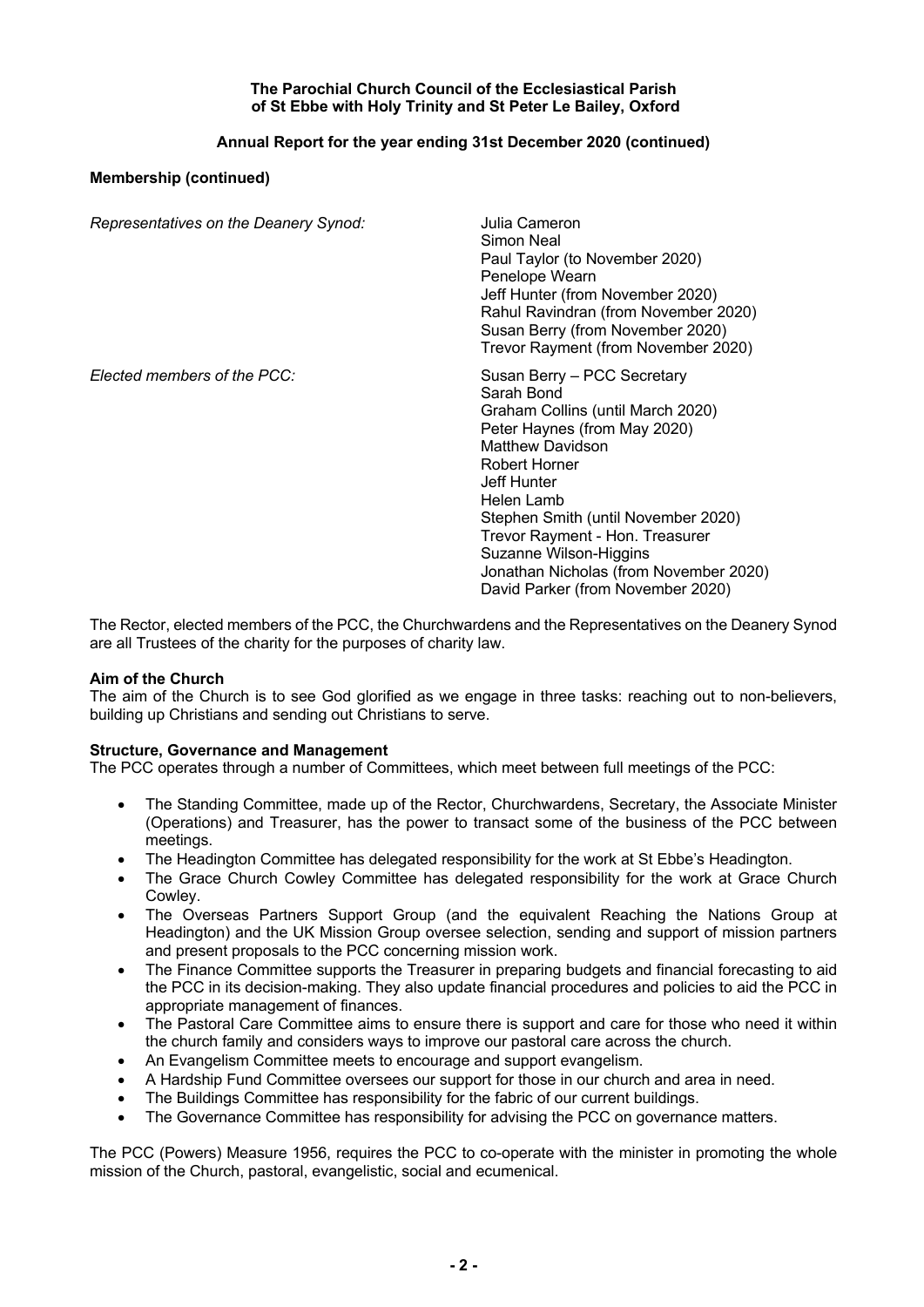**The Parochial Church Council of the Ecclesiastical Parish of St Ebbe with Holy Trinity and St Peter Le Bailey, Oxford**

**Annual Report for the year ending 31st December 2020 (continued)**

**Membership (continued)**

| | |
|---|---|
| *Representatives on the Deanery Synod:* | Julia Cameron<br>Simon Neal<br>Paul Taylor (to November 2020)<br>Penelope Wearn<br>Jeff Hunter (from November 2020)<br>Rahul Ravindran (from November 2020)<br>Susan Berry (from November 2020)<br>Trevor Rayment (from November 2020) |
| *Elected members of the PCC:* | Susan Berry – PCC Secretary<br>Sarah Bond<br>Graham Collins (until March 2020)<br>Peter Haynes (from May 2020)<br>Matthew Davidson<br>Robert Horner<br>Jeff Hunter<br>Helen Lamb<br>Stephen Smith (until November 2020)<br>Trevor Rayment - Hon. Treasurer<br>Suzanne Wilson-Higgins<br>Jonathan Nicholas (from November 2020)<br>David Parker (from November 2020) |

The Rector, elected members of the PCC, the Churchwardens and the Representatives on the Deanery Synod are all Trustees of the charity for the purposes of charity law.

**Aim of the Church**

The aim of the Church is to see God glorified as we engage in three tasks: reaching out to non-believers, building up Christians and sending out Christians to serve.

**Structure, Governance and Management**

The PCC operates through a number of Committees, which meet between full meetings of the PCC:

- The Standing Committee, made up of the Rector, Churchwardens, Secretary, the Associate Minister (Operations) and Treasurer, has the power to transact some of the business of the PCC between meetings.
- The Headington Committee has delegated responsibility for the work at St Ebbe's Headington.
- The Grace Church Cowley Committee has delegated responsibility for the work at Grace Church Cowley.
- The Overseas Partners Support Group (and the equivalent Reaching the Nations Group at Headington) and the UK Mission Group oversee selection, sending and support of mission partners and present proposals to the PCC concerning mission work.
- The Finance Committee supports the Treasurer in preparing budgets and financial forecasting to aid the PCC in its decision-making. They also update financial procedures and policies to aid the PCC in appropriate management of finances.
- The Pastoral Care Committee aims to ensure there is support and care for those who need it within the church family and considers ways to improve our pastoral care across the church.
- An Evangelism Committee meets to encourage and support evangelism.
- A Hardship Fund Committee oversees our support for those in our church and area in need.
- The Buildings Committee has responsibility for the fabric of our current buildings.
- The Governance Committee has responsibility for advising the PCC on governance matters.

The PCC (Powers) Measure 1956, requires the PCC to co-operate with the minister in promoting the whole mission of the Church, pastoral, evangelistic, social and ecumenical.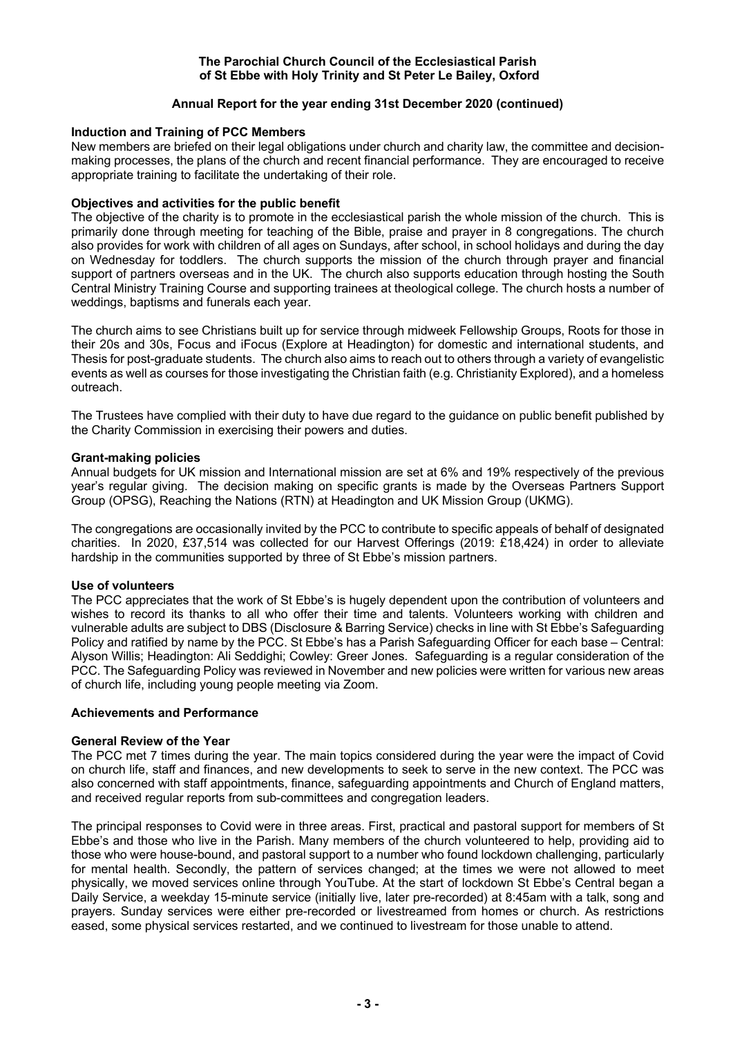**The Parochial Church Council of the Ecclesiastical Parish of St Ebbe with Holy Trinity and St Peter Le Bailey, Oxford**

**Annual Report for the year ending 31st December 2020 (continued)**

### Induction and Training of PCC Members

New members are briefed on their legal obligations under church and charity law, the committee and decision-making processes, the plans of the church and recent financial performance. They are encouraged to receive appropriate training to facilitate the undertaking of their role.

### Objectives and activities for the public benefit

The objective of the charity is to promote in the ecclesiastical parish the whole mission of the church. This is primarily done through meeting for teaching of the Bible, praise and prayer in 8 congregations. The church also provides for work with children of all ages on Sundays, after school, in school holidays and during the day on Wednesday for toddlers. The church supports the mission of the church through prayer and financial support of partners overseas and in the UK. The church also supports education through hosting the South Central Ministry Training Course and supporting trainees at theological college. The church hosts a number of weddings, baptisms and funerals each year.

The church aims to see Christians built up for service through midweek Fellowship Groups, Roots for those in their 20s and 30s, Focus and iFocus (Explore at Headington) for domestic and international students, and Thesis for post-graduate students. The church also aims to reach out to others through a variety of evangelistic events as well as courses for those investigating the Christian faith (e.g. Christianity Explored), and a homeless outreach.

The Trustees have complied with their duty to have due regard to the guidance on public benefit published by the Charity Commission in exercising their powers and duties.

### Grant-making policies

Annual budgets for UK mission and International mission are set at 6% and 19% respectively of the previous year's regular giving. The decision making on specific grants is made by the Overseas Partners Support Group (OPSG), Reaching the Nations (RTN) at Headington and UK Mission Group (UKMG).

The congregations are occasionally invited by the PCC to contribute to specific appeals of behalf of designated charities. In 2020, £37,514 was collected for our Harvest Offerings (2019: £18,424) in order to alleviate hardship in the communities supported by three of St Ebbe's mission partners.

### Use of volunteers

The PCC appreciates that the work of St Ebbe's is hugely dependent upon the contribution of volunteers and wishes to record its thanks to all who offer their time and talents. Volunteers working with children and vulnerable adults are subject to DBS (Disclosure & Barring Service) checks in line with St Ebbe's Safeguarding Policy and ratified by name by the PCC. St Ebbe's has a Parish Safeguarding Officer for each base – Central: Alyson Willis; Headington: Ali Seddighi; Cowley: Greer Jones. Safeguarding is a regular consideration of the PCC. The Safeguarding Policy was reviewed in November and new policies were written for various new areas of church life, including young people meeting via Zoom.

## Achievements and Performance

### General Review of the Year

The PCC met 7 times during the year. The main topics considered during the year were the impact of Covid on church life, staff and finances, and new developments to seek to serve in the new context. The PCC was also concerned with staff appointments, finance, safeguarding appointments and Church of England matters, and received regular reports from sub-committees and congregation leaders.

The principal responses to Covid were in three areas. First, practical and pastoral support for members of St Ebbe's and those who live in the Parish. Many members of the church volunteered to help, providing aid to those who were house-bound, and pastoral support to a number who found lockdown challenging, particularly for mental health. Secondly, the pattern of services changed; at the times we were not allowed to meet physically, we moved services online through YouTube. At the start of lockdown St Ebbe's Central began a Daily Service, a weekday 15-minute service (initially live, later pre-recorded) at 8:45am with a talk, song and prayers. Sunday services were either pre-recorded or livestreamed from homes or church. As restrictions eased, some physical services restarted, and we continued to livestream for those unable to attend.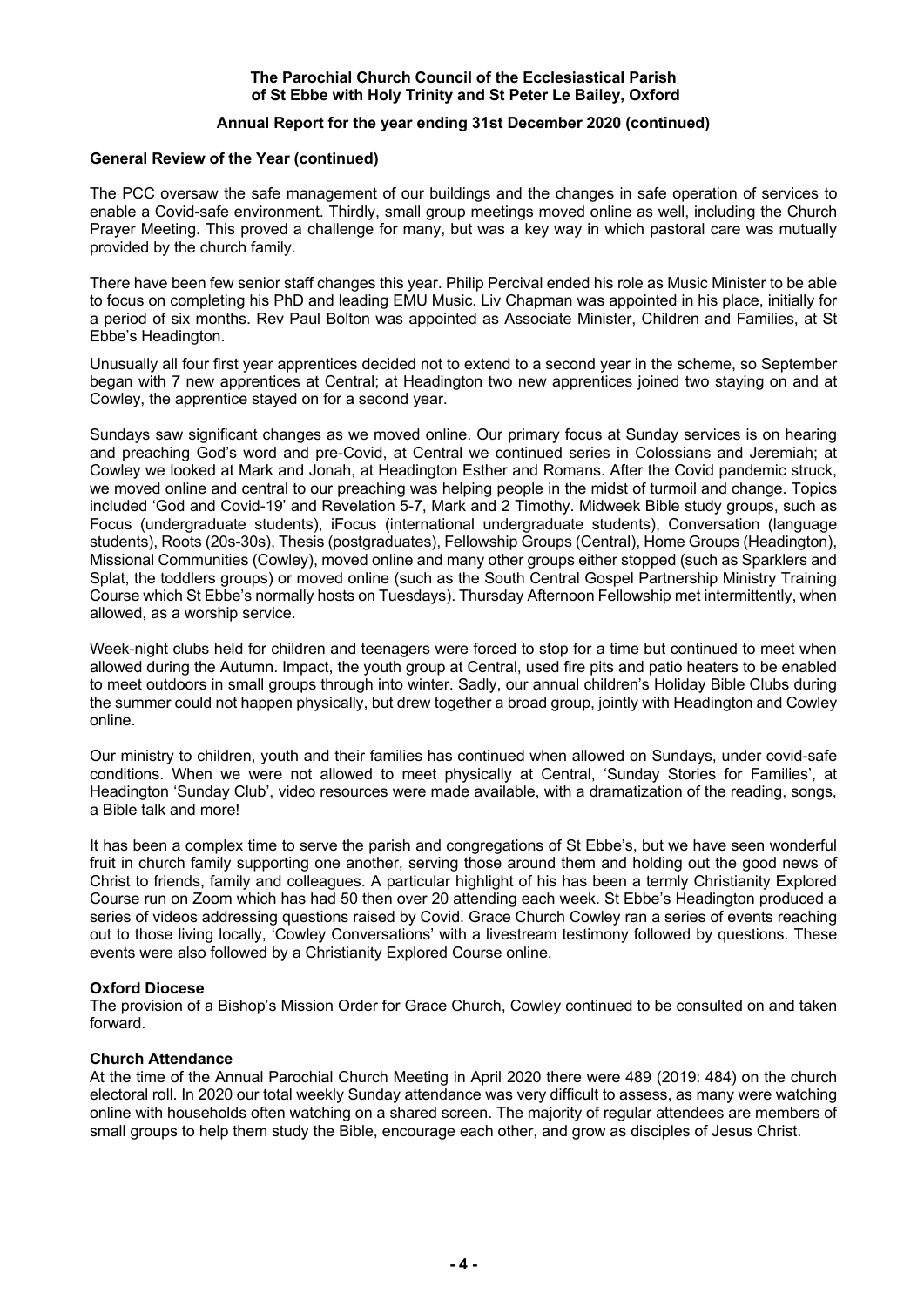**The Parochial Church Council of the Ecclesiastical Parish of St Ebbe with Holy Trinity and St Peter Le Bailey, Oxford**

**Annual Report for the year ending 31st December 2020 (continued)**

### General Review of the Year (continued)

The PCC oversaw the safe management of our buildings and the changes in safe operation of services to enable a Covid-safe environment. Thirdly, small group meetings moved online as well, including the Church Prayer Meeting. This proved a challenge for many, but was a key way in which pastoral care was mutually provided by the church family.

There have been few senior staff changes this year. Philip Percival ended his role as Music Minister to be able to focus on completing his PhD and leading EMU Music. Liv Chapman was appointed in his place, initially for a period of six months. Rev Paul Bolton was appointed as Associate Minister, Children and Families, at St Ebbe's Headington.

Unusually all four first year apprentices decided not to extend to a second year in the scheme, so September began with 7 new apprentices at Central; at Headington two new apprentices joined two staying on and at Cowley, the apprentice stayed on for a second year.

Sundays saw significant changes as we moved online. Our primary focus at Sunday services is on hearing and preaching God's word and pre-Covid, at Central we continued series in Colossians and Jeremiah; at Cowley we looked at Mark and Jonah, at Headington Esther and Romans. After the Covid pandemic struck, we moved online and central to our preaching was helping people in the midst of turmoil and change. Topics included 'God and Covid-19' and Revelation 5-7, Mark and 2 Timothy. Midweek Bible study groups, such as Focus (undergraduate students), iFocus (international undergraduate students), Conversation (language students), Roots (20s-30s), Thesis (postgraduates), Fellowship Groups (Central), Home Groups (Headington), Missional Communities (Cowley), moved online and many other groups either stopped (such as Sparklers and Splat, the toddlers groups) or moved online (such as the South Central Gospel Partnership Ministry Training Course which St Ebbe's normally hosts on Tuesdays). Thursday Afternoon Fellowship met intermittently, when allowed, as a worship service.

Week-night clubs held for children and teenagers were forced to stop for a time but continued to meet when allowed during the Autumn. Impact, the youth group at Central, used fire pits and patio heaters to be enabled to meet outdoors in small groups through into winter. Sadly, our annual children's Holiday Bible Clubs during the summer could not happen physically, but drew together a broad group, jointly with Headington and Cowley online.

Our ministry to children, youth and their families has continued when allowed on Sundays, under covid-safe conditions. When we were not allowed to meet physically at Central, 'Sunday Stories for Families', at Headington 'Sunday Club', video resources were made available, with a dramatization of the reading, songs, a Bible talk and more!

It has been a complex time to serve the parish and congregations of St Ebbe's, but we have seen wonderful fruit in church family supporting one another, serving those around them and holding out the good news of Christ to friends, family and colleagues. A particular highlight of his has been a termly Christianity Explored Course run on Zoom which has had 50 then over 20 attending each week. St Ebbe's Headington produced a series of videos addressing questions raised by Covid. Grace Church Cowley ran a series of events reaching out to those living locally, 'Cowley Conversations' with a livestream testimony followed by questions. These events were also followed by a Christianity Explored Course online.

### Oxford Diocese

The provision of a Bishop's Mission Order for Grace Church, Cowley continued to be consulted on and taken forward.

### Church Attendance

At the time of the Annual Parochial Church Meeting in April 2020 there were 489 (2019: 484) on the church electoral roll. In 2020 our total weekly Sunday attendance was very difficult to assess, as many were watching online with households often watching on a shared screen. The majority of regular attendees are members of small groups to help them study the Bible, encourage each other, and grow as disciples of Jesus Christ.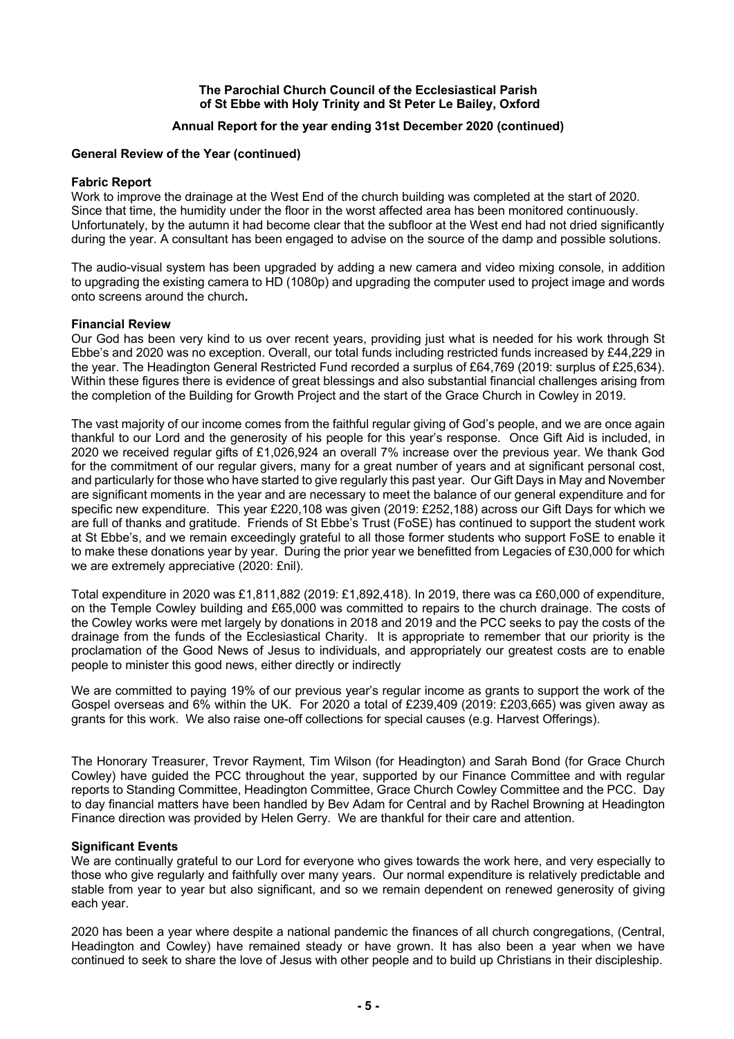**The Parochial Church Council of the Ecclesiastical Parish of St Ebbe with Holy Trinity and St Peter Le Bailey, Oxford**

**Annual Report for the year ending 31st December 2020 (continued)**

**General Review of the Year (continued)**

**Fabric Report**

Work to improve the drainage at the West End of the church building was completed at the start of 2020. Since that time, the humidity under the floor in the worst affected area has been monitored continuously. Unfortunately, by the autumn it had become clear that the subfloor at the West end had not dried significantly during the year. A consultant has been engaged to advise on the source of the damp and possible solutions.

The audio-visual system has been upgraded by adding a new camera and video mixing console, in addition to upgrading the existing camera to HD (1080p) and upgrading the computer used to project image and words onto screens around the church**.**

**Financial Review**

Our God has been very kind to us over recent years, providing just what is needed for his work through St Ebbe's and 2020 was no exception. Overall, our total funds including restricted funds increased by £44,229 in the year. The Headington General Restricted Fund recorded a surplus of £64,769 (2019: surplus of £25,634). Within these figures there is evidence of great blessings and also substantial financial challenges arising from the completion of the Building for Growth Project and the start of the Grace Church in Cowley in 2019.

The vast majority of our income comes from the faithful regular giving of God's people, and we are once again thankful to our Lord and the generosity of his people for this year's response. Once Gift Aid is included, in 2020 we received regular gifts of £1,026,924 an overall 7% increase over the previous year. We thank God for the commitment of our regular givers, many for a great number of years and at significant personal cost, and particularly for those who have started to give regularly this past year. Our Gift Days in May and November are significant moments in the year and are necessary to meet the balance of our general expenditure and for specific new expenditure. This year £220,108 was given (2019: £252,188) across our Gift Days for which we are full of thanks and gratitude. Friends of St Ebbe's Trust (FoSE) has continued to support the student work at St Ebbe's, and we remain exceedingly grateful to all those former students who support FoSE to enable it to make these donations year by year. During the prior year we benefitted from Legacies of £30,000 for which we are extremely appreciative (2020: £nil).

Total expenditure in 2020 was £1,811,882 (2019: £1,892,418). In 2019, there was ca £60,000 of expenditure, on the Temple Cowley building and £65,000 was committed to repairs to the church drainage. The costs of the Cowley works were met largely by donations in 2018 and 2019 and the PCC seeks to pay the costs of the drainage from the funds of the Ecclesiastical Charity. It is appropriate to remember that our priority is the proclamation of the Good News of Jesus to individuals, and appropriately our greatest costs are to enable people to minister this good news, either directly or indirectly

We are committed to paying 19% of our previous year's regular income as grants to support the work of the Gospel overseas and 6% within the UK. For 2020 a total of £239,409 (2019: £203,665) was given away as grants for this work. We also raise one-off collections for special causes (e.g. Harvest Offerings).

The Honorary Treasurer, Trevor Rayment, Tim Wilson (for Headington) and Sarah Bond (for Grace Church Cowley) have guided the PCC throughout the year, supported by our Finance Committee and with regular reports to Standing Committee, Headington Committee, Grace Church Cowley Committee and the PCC. Day to day financial matters have been handled by Bev Adam for Central and by Rachel Browning at Headington Finance direction was provided by Helen Gerry. We are thankful for their care and attention.

**Significant Events**

We are continually grateful to our Lord for everyone who gives towards the work here, and very especially to those who give regularly and faithfully over many years. Our normal expenditure is relatively predictable and stable from year to year but also significant, and so we remain dependent on renewed generosity of giving each year.

2020 has been a year where despite a national pandemic the finances of all church congregations, (Central, Headington and Cowley) have remained steady or have grown. It has also been a year when we have continued to seek to share the love of Jesus with other people and to build up Christians in their discipleship.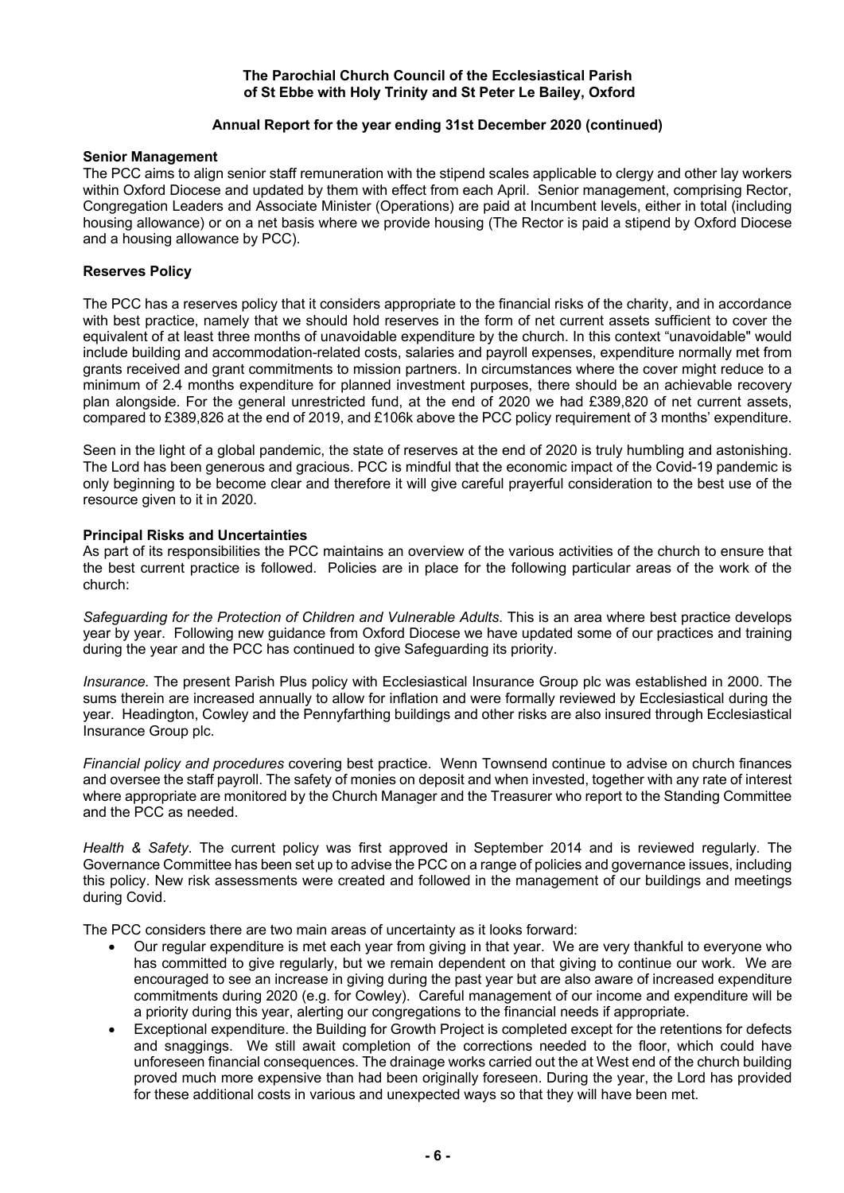**The Parochial Church Council of the Ecclesiastical Parish of St Ebbe with Holy Trinity and St Peter Le Bailey, Oxford**

**Annual Report for the year ending 31st December 2020 (continued)**

### Senior Management

The PCC aims to align senior staff remuneration with the stipend scales applicable to clergy and other lay workers within Oxford Diocese and updated by them with effect from each April. Senior management, comprising Rector, Congregation Leaders and Associate Minister (Operations) are paid at Incumbent levels, either in total (including housing allowance) or on a net basis where we provide housing (The Rector is paid a stipend by Oxford Diocese and a housing allowance by PCC).

### Reserves Policy

The PCC has a reserves policy that it considers appropriate to the financial risks of the charity, and in accordance with best practice, namely that we should hold reserves in the form of net current assets sufficient to cover the equivalent of at least three months of unavoidable expenditure by the church. In this context "unavoidable" would include building and accommodation-related costs, salaries and payroll expenses, expenditure normally met from grants received and grant commitments to mission partners. In circumstances where the cover might reduce to a minimum of 2.4 months expenditure for planned investment purposes, there should be an achievable recovery plan alongside. For the general unrestricted fund, at the end of 2020 we had £389,820 of net current assets, compared to £389,826 at the end of 2019, and £106k above the PCC policy requirement of 3 months' expenditure.

Seen in the light of a global pandemic, the state of reserves at the end of 2020 is truly humbling and astonishing. The Lord has been generous and gracious. PCC is mindful that the economic impact of the Covid-19 pandemic is only beginning to be become clear and therefore it will give careful prayerful consideration to the best use of the resource given to it in 2020.

### Principal Risks and Uncertainties

As part of its responsibilities the PCC maintains an overview of the various activities of the church to ensure that the best current practice is followed. Policies are in place for the following particular areas of the work of the church:

*Safeguarding for the Protection of Children and Vulnerable Adults*. This is an area where best practice develops year by year. Following new guidance from Oxford Diocese we have updated some of our practices and training during the year and the PCC has continued to give Safeguarding its priority.

*Insurance.* The present Parish Plus policy with Ecclesiastical Insurance Group plc was established in 2000. The sums therein are increased annually to allow for inflation and were formally reviewed by Ecclesiastical during the year. Headington, Cowley and the Pennyfarthing buildings and other risks are also insured through Ecclesiastical Insurance Group plc.

*Financial policy and procedures* covering best practice. Wenn Townsend continue to advise on church finances and oversee the staff payroll. The safety of monies on deposit and when invested, together with any rate of interest where appropriate are monitored by the Church Manager and the Treasurer who report to the Standing Committee and the PCC as needed.

*Health & Safety*. The current policy was first approved in September 2014 and is reviewed regularly. The Governance Committee has been set up to advise the PCC on a range of policies and governance issues, including this policy. New risk assessments were created and followed in the management of our buildings and meetings during Covid.

The PCC considers there are two main areas of uncertainty as it looks forward:

- Our regular expenditure is met each year from giving in that year. We are very thankful to everyone who has committed to give regularly, but we remain dependent on that giving to continue our work. We are encouraged to see an increase in giving during the past year but are also aware of increased expenditure commitments during 2020 (e.g. for Cowley). Careful management of our income and expenditure will be a priority during this year, alerting our congregations to the financial needs if appropriate.
- Exceptional expenditure. the Building for Growth Project is completed except for the retentions for defects and snaggings. We still await completion of the corrections needed to the floor, which could have unforeseen financial consequences. The drainage works carried out the at West end of the church building proved much more expensive than had been originally foreseen. During the year, the Lord has provided for these additional costs in various and unexpected ways so that they will have been met.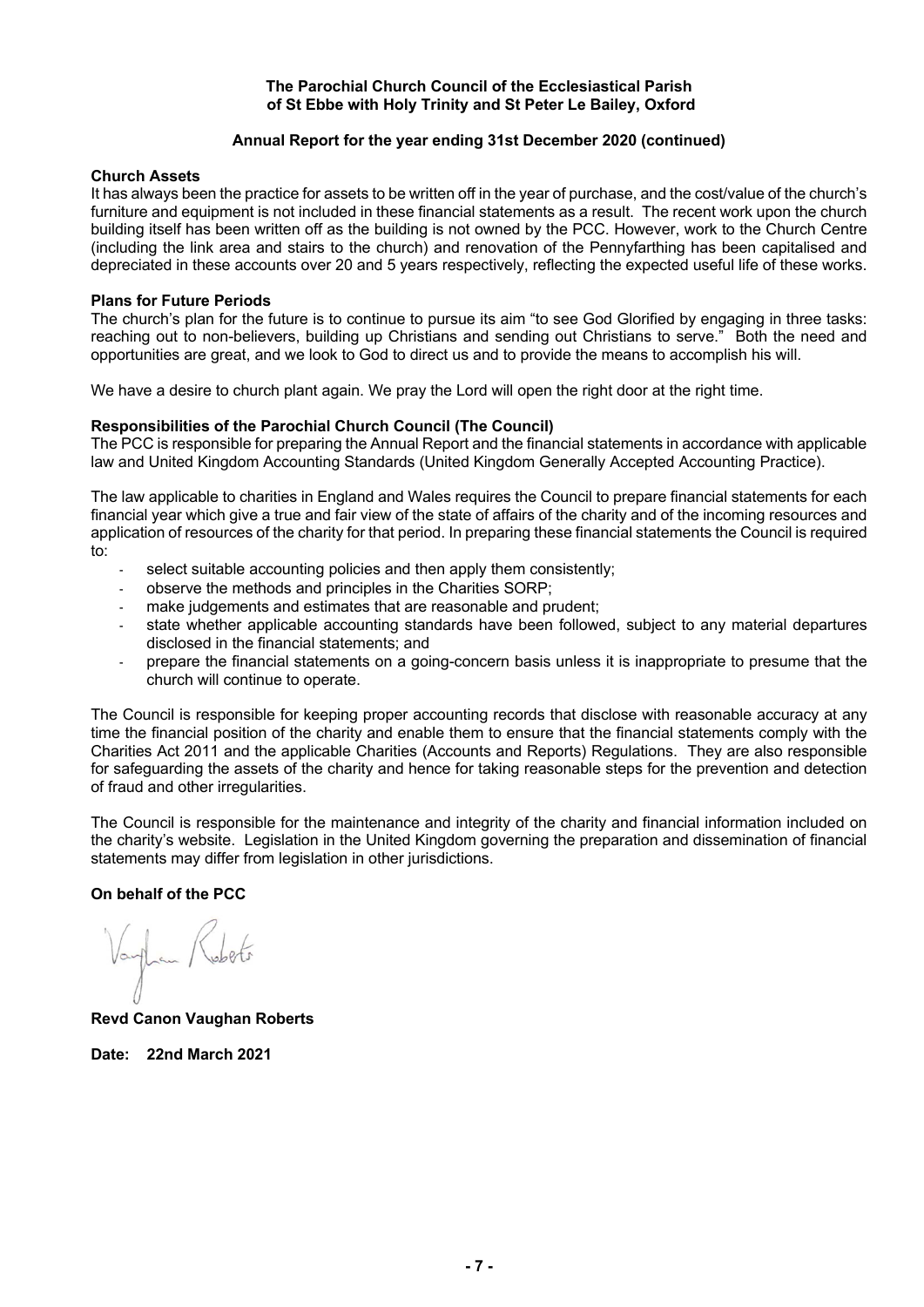**The Parochial Church Council of the Ecclesiastical Parish of St Ebbe with Holy Trinity and St Peter Le Bailey, Oxford**

**Annual Report for the year ending 31st December 2020 (continued)**

**Church Assets**

It has always been the practice for assets to be written off in the year of purchase, and the cost/value of the church's furniture and equipment is not included in these financial statements as a result. The recent work upon the church building itself has been written off as the building is not owned by the PCC. However, work to the Church Centre (including the link area and stairs to the church) and renovation of the Pennyfarthing has been capitalised and depreciated in these accounts over 20 and 5 years respectively, reflecting the expected useful life of these works.

**Plans for Future Periods**

The church's plan for the future is to continue to pursue its aim "to see God Glorified by engaging in three tasks: reaching out to non-believers, building up Christians and sending out Christians to serve." Both the need and opportunities are great, and we look to God to direct us and to provide the means to accomplish his will.

We have a desire to church plant again. We pray the Lord will open the right door at the right time.

**Responsibilities of the Parochial Church Council (The Council)**

The PCC is responsible for preparing the Annual Report and the financial statements in accordance with applicable law and United Kingdom Accounting Standards (United Kingdom Generally Accepted Accounting Practice).

The law applicable to charities in England and Wales requires the Council to prepare financial statements for each financial year which give a true and fair view of the state of affairs of the charity and of the incoming resources and application of resources of the charity for that period. In preparing these financial statements the Council is required to:

- select suitable accounting policies and then apply them consistently;
- observe the methods and principles in the Charities SORP;
- make judgements and estimates that are reasonable and prudent;
- state whether applicable accounting standards have been followed, subject to any material departures disclosed in the financial statements; and
- prepare the financial statements on a going-concern basis unless it is inappropriate to presume that the church will continue to operate.

The Council is responsible for keeping proper accounting records that disclose with reasonable accuracy at any time the financial position of the charity and enable them to ensure that the financial statements comply with the Charities Act 2011 and the applicable Charities (Accounts and Reports) Regulations. They are also responsible for safeguarding the assets of the charity and hence for taking reasonable steps for the prevention and detection of fraud and other irregularities.

The Council is responsible for the maintenance and integrity of the charity and financial information included on the charity's website. Legislation in the United Kingdom governing the preparation and dissemination of financial statements may differ from legislation in other jurisdictions.

**On behalf of the PCC**

Vaughan Roberts

**Revd Canon Vaughan Roberts**

**Date: 22nd March 2021**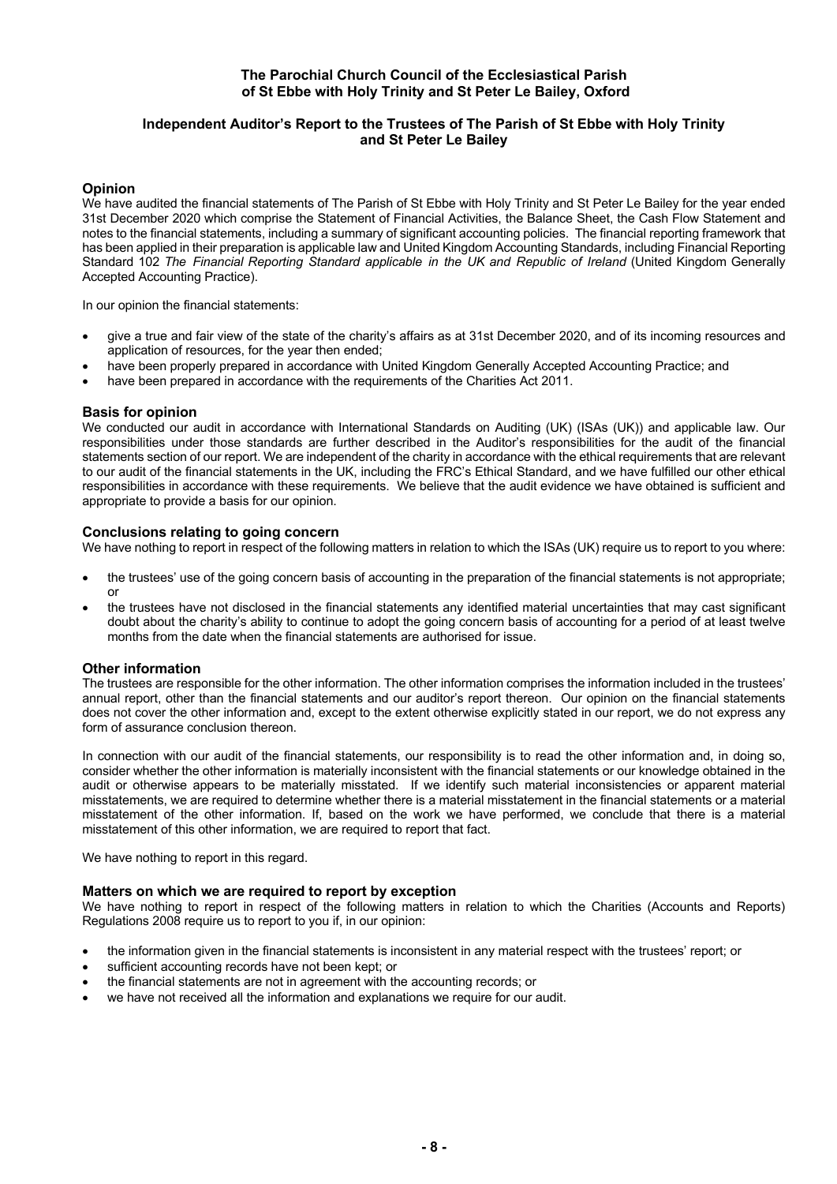**The Parochial Church Council of the Ecclesiastical Parish of St Ebbe with Holy Trinity and St Peter Le Bailey, Oxford**

**Independent Auditor's Report to the Trustees of The Parish of St Ebbe with Holy Trinity and St Peter Le Bailey**

## Opinion

We have audited the financial statements of The Parish of St Ebbe with Holy Trinity and St Peter Le Bailey for the year ended 31st December 2020 which comprise the Statement of Financial Activities, the Balance Sheet, the Cash Flow Statement and notes to the financial statements, including a summary of significant accounting policies. The financial reporting framework that has been applied in their preparation is applicable law and United Kingdom Accounting Standards, including Financial Reporting Standard 102 *The Financial Reporting Standard applicable in the UK and Republic of Ireland* (United Kingdom Generally Accepted Accounting Practice).

In our opinion the financial statements:

- give a true and fair view of the state of the charity's affairs as at 31st December 2020, and of its incoming resources and application of resources, for the year then ended;
- have been properly prepared in accordance with United Kingdom Generally Accepted Accounting Practice; and
- have been prepared in accordance with the requirements of the Charities Act 2011.

## Basis for opinion

We conducted our audit in accordance with International Standards on Auditing (UK) (ISAs (UK)) and applicable law. Our responsibilities under those standards are further described in the Auditor's responsibilities for the audit of the financial statements section of our report. We are independent of the charity in accordance with the ethical requirements that are relevant to our audit of the financial statements in the UK, including the FRC's Ethical Standard, and we have fulfilled our other ethical responsibilities in accordance with these requirements. We believe that the audit evidence we have obtained is sufficient and appropriate to provide a basis for our opinion.

## Conclusions relating to going concern

We have nothing to report in respect of the following matters in relation to which the ISAs (UK) require us to report to you where:

- the trustees' use of the going concern basis of accounting in the preparation of the financial statements is not appropriate; or
- the trustees have not disclosed in the financial statements any identified material uncertainties that may cast significant doubt about the charity's ability to continue to adopt the going concern basis of accounting for a period of at least twelve months from the date when the financial statements are authorised for issue.

## Other information

The trustees are responsible for the other information. The other information comprises the information included in the trustees' annual report, other than the financial statements and our auditor's report thereon. Our opinion on the financial statements does not cover the other information and, except to the extent otherwise explicitly stated in our report, we do not express any form of assurance conclusion thereon.

In connection with our audit of the financial statements, our responsibility is to read the other information and, in doing so, consider whether the other information is materially inconsistent with the financial statements or our knowledge obtained in the audit or otherwise appears to be materially misstated. If we identify such material inconsistencies or apparent material misstatements, we are required to determine whether there is a material misstatement in the financial statements or a material misstatement of the other information. If, based on the work we have performed, we conclude that there is a material misstatement of this other information, we are required to report that fact.

We have nothing to report in this regard.

## Matters on which we are required to report by exception

We have nothing to report in respect of the following matters in relation to which the Charities (Accounts and Reports) Regulations 2008 require us to report to you if, in our opinion:

- the information given in the financial statements is inconsistent in any material respect with the trustees' report; or
- sufficient accounting records have not been kept; or
- the financial statements are not in agreement with the accounting records; or
- we have not received all the information and explanations we require for our audit.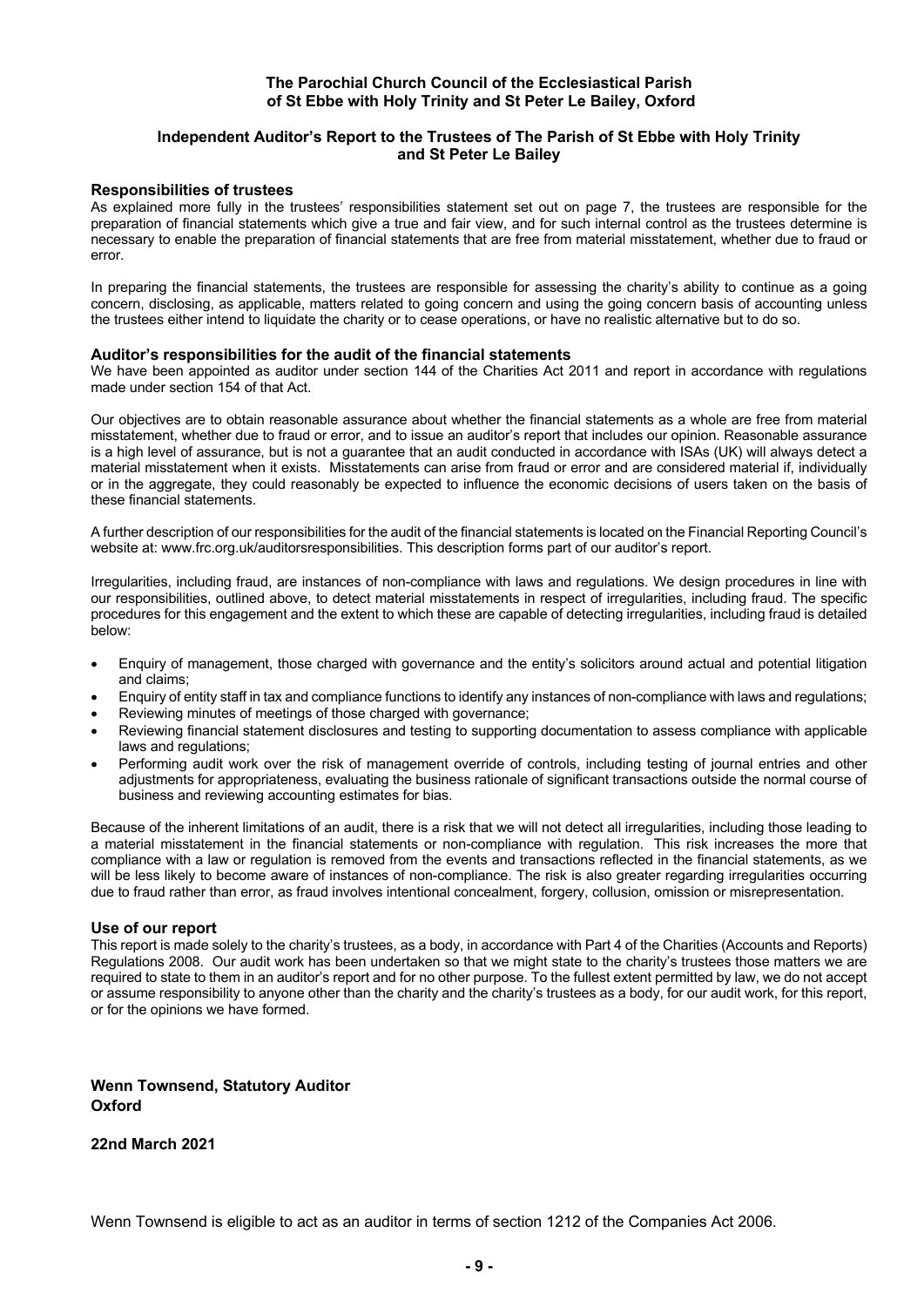**The Parochial Church Council of the Ecclesiastical Parish of St Ebbe with Holy Trinity and St Peter Le Bailey, Oxford**

**Independent Auditor's Report to the Trustees of The Parish of St Ebbe with Holy Trinity and St Peter Le Bailey**

### Responsibilities of trustees

As explained more fully in the trustees' responsibilities statement set out on page 7, the trustees are responsible for the preparation of financial statements which give a true and fair view, and for such internal control as the trustees determine is necessary to enable the preparation of financial statements that are free from material misstatement, whether due to fraud or error.

In preparing the financial statements, the trustees are responsible for assessing the charity's ability to continue as a going concern, disclosing, as applicable, matters related to going concern and using the going concern basis of accounting unless the trustees either intend to liquidate the charity or to cease operations, or have no realistic alternative but to do so.

### Auditor's responsibilities for the audit of the financial statements

We have been appointed as auditor under section 144 of the Charities Act 2011 and report in accordance with regulations made under section 154 of that Act.

Our objectives are to obtain reasonable assurance about whether the financial statements as a whole are free from material misstatement, whether due to fraud or error, and to issue an auditor's report that includes our opinion. Reasonable assurance is a high level of assurance, but is not a guarantee that an audit conducted in accordance with ISAs (UK) will always detect a material misstatement when it exists. Misstatements can arise from fraud or error and are considered material if, individually or in the aggregate, they could reasonably be expected to influence the economic decisions of users taken on the basis of these financial statements.

A further description of our responsibilities for the audit of the financial statements is located on the Financial Reporting Council's website at: www.frc.org.uk/auditorsresponsibilities. This description forms part of our auditor's report.

Irregularities, including fraud, are instances of non-compliance with laws and regulations. We design procedures in line with our responsibilities, outlined above, to detect material misstatements in respect of irregularities, including fraud. The specific procedures for this engagement and the extent to which these are capable of detecting irregularities, including fraud is detailed below:

- Enquiry of management, those charged with governance and the entity's solicitors around actual and potential litigation and claims;
- Enquiry of entity staff in tax and compliance functions to identify any instances of non-compliance with laws and regulations;
- Reviewing minutes of meetings of those charged with governance;
- Reviewing financial statement disclosures and testing to supporting documentation to assess compliance with applicable laws and regulations;
- Performing audit work over the risk of management override of controls, including testing of journal entries and other adjustments for appropriateness, evaluating the business rationale of significant transactions outside the normal course of business and reviewing accounting estimates for bias.

Because of the inherent limitations of an audit, there is a risk that we will not detect all irregularities, including those leading to a material misstatement in the financial statements or non-compliance with regulation. This risk increases the more that compliance with a law or regulation is removed from the events and transactions reflected in the financial statements, as we will be less likely to become aware of instances of non-compliance. The risk is also greater regarding irregularities occurring due to fraud rather than error, as fraud involves intentional concealment, forgery, collusion, omission or misrepresentation.

### Use of our report

This report is made solely to the charity's trustees, as a body, in accordance with Part 4 of the Charities (Accounts and Reports) Regulations 2008. Our audit work has been undertaken so that we might state to the charity's trustees those matters we are required to state to them in an auditor's report and for no other purpose. To the fullest extent permitted by law, we do not accept or assume responsibility to anyone other than the charity and the charity's trustees as a body, for our audit work, for this report, or for the opinions we have formed.

**Wenn Townsend, Statutory Auditor**
**Oxford**

**22nd March 2021**

Wenn Townsend is eligible to act as an auditor in terms of section 1212 of the Companies Act 2006.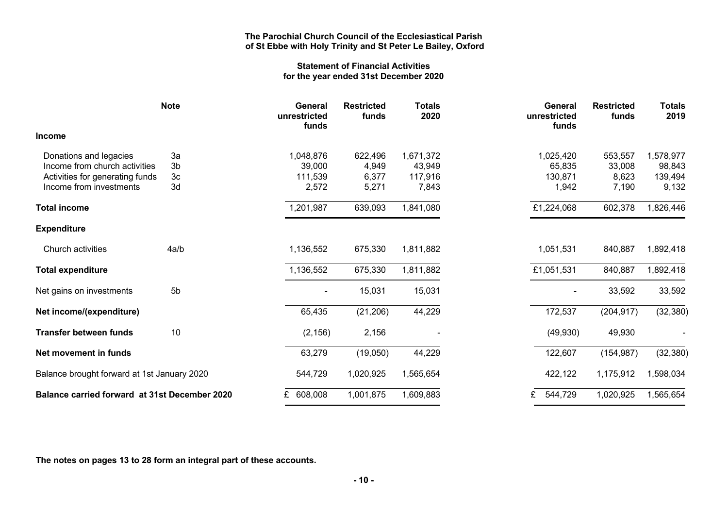**The Parochial Church Council of the Ecclesiastical Parish of St Ebbe with Holy Trinity and St Peter Le Bailey, Oxford**

**Statement of Financial Activities for the year ended 31st December 2020**

| | Note | General unrestricted funds | Restricted funds | Totals 2020 | General unrestricted funds | Restricted funds | Totals 2019 |
|---|---|---|---|---|---|---|---|
| **Income** | | | | | | | |
| Donations and legacies | 3a | 1,048,876 | 622,496 | 1,671,372 | 1,025,420 | 553,557 | 1,578,977 |
| Income from church activities | 3b | 39,000 | 4,949 | 43,949 | 65,835 | 33,008 | 98,843 |
| Activities for generating funds | 3c | 111,539 | 6,377 | 117,916 | 130,871 | 8,623 | 139,494 |
| Income from investments | 3d | 2,572 | 5,271 | 7,843 | 1,942 | 7,190 | 9,132 |
| **Total income** | | 1,201,987 | 639,093 | 1,841,080 | £1,224,068 | 602,378 | 1,826,446 |
| **Expenditure** | | | | | | | |
| Church activities | 4a/b | 1,136,552 | 675,330 | 1,811,882 | 1,051,531 | 840,887 | 1,892,418 |
| **Total expenditure** | | 1,136,552 | 675,330 | 1,811,882 | £1,051,531 | 840,887 | 1,892,418 |
| Net gains on investments | 5b | - | 15,031 | 15,031 | - | 33,592 | 33,592 |
| **Net income/(expenditure)** | | 65,435 | (21,206) | 44,229 | 172,537 | (204,917) | (32,380) |
| **Transfer between funds** | 10 | (2,156) | 2,156 | - | (49,930) | 49,930 | - |
| **Net movement in funds** | | 63,279 | (19,050) | 44,229 | 122,607 | (154,987) | (32,380) |
| Balance brought forward at 1st January 2020 | | 544,729 | 1,020,925 | 1,565,654 | 422,122 | 1,175,912 | 1,598,034 |
| **Balance carried forward at 31st December 2020** | | £ 608,008 | 1,001,875 | 1,609,883 | £ 544,729 | 1,020,925 | 1,565,654 |

**The notes on pages 13 to 28 form an integral part of these accounts.**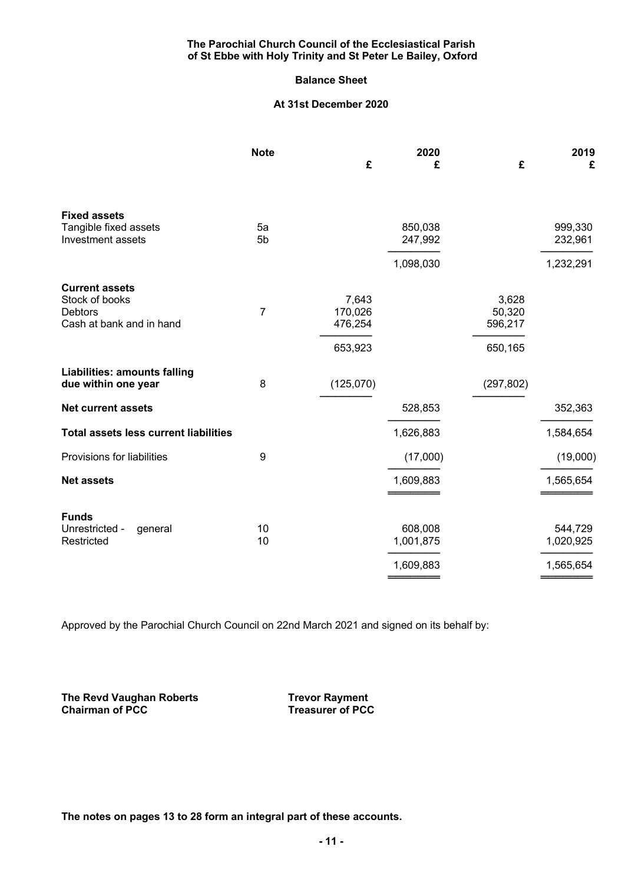**The Parochial Church Council of the Ecclesiastical Parish of St Ebbe with Holy Trinity and St Peter Le Bailey, Oxford**

**Balance Sheet**

**At 31st December 2020**

| | Note | 2020 £ | 2020 £ | 2019 £ | 2019 £ |
|---|---|---|---|---|---|
| **Fixed assets** | | | | | |
| Tangible fixed assets | 5a | | 850,038 | | 999,330 |
| Investment assets | 5b | | 247,992 | | 232,961 |
| | | | 1,098,030 | | 1,232,291 |
| **Current assets** | | | | | |
| Stock of books | | 7,643 | | 3,628 | |
| Debtors | 7 | 170,026 | | 50,320 | |
| Cash at bank and in hand | | 476,254 | | 596,217 | |
| | | 653,923 | | 650,165 | |
| **Liabilities: amounts falling due within one year** | 8 | (125,070) | | (297,802) | |
| **Net current assets** | | | 528,853 | | 352,363 |
| **Total assets less current liabilities** | | | 1,626,883 | | 1,584,654 |
| Provisions for liabilities | 9 | | (17,000) | | (19,000) |
| **Net assets** | | | 1,609,883 | | 1,565,654 |
| **Funds** | | | | | |
| Unrestricted - general | 10 | | 608,008 | | 544,729 |
| Restricted | 10 | | 1,001,875 | | 1,020,925 |
| | | | 1,609,883 | | 1,565,654 |

Approved by the Parochial Church Council on 22nd March 2021 and signed on its behalf by:

**The Revd Vaughan Roberts**
**Chairman of PCC**

**Trevor Rayment**
**Treasurer of PCC**

**The notes on pages 13 to 28 form an integral part of these accounts.**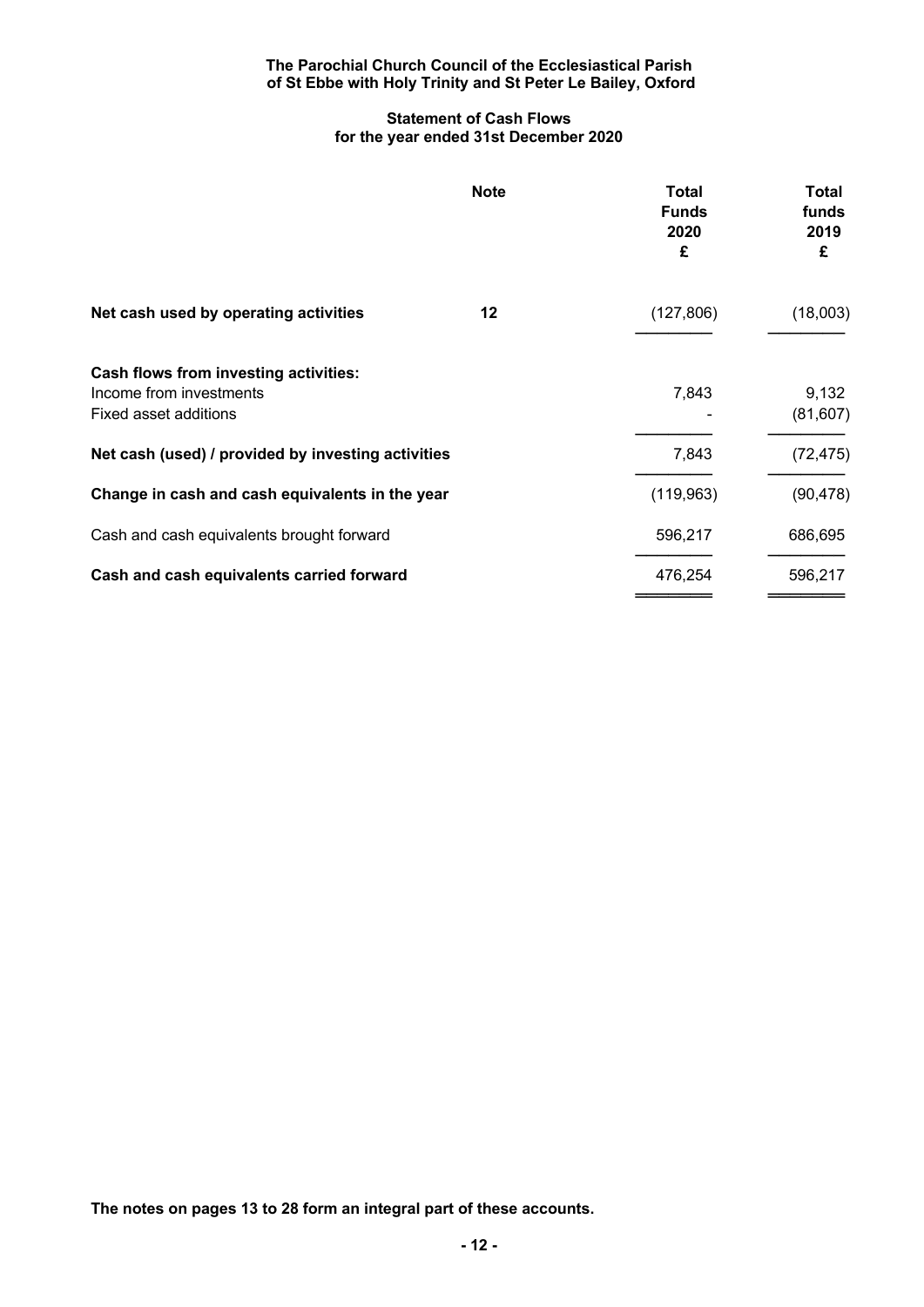**The Parochial Church Council of the Ecclesiastical Parish of St Ebbe with Holy Trinity and St Peter Le Bailey, Oxford**

## Statement of Cash Flows for the year ended 31st December 2020

| | Note | Total Funds 2020 £ | Total funds 2019 £ |
|---|---|---|---|
| **Net cash used by operating activities** | **12** | (127,806) | (18,003) |
| **Cash flows from investing activities:** | | | |
| Income from investments | | 7,843 | 9,132 |
| Fixed asset additions | | - | (81,607) |
| **Net cash (used) / provided by investing activities** | | 7,843 | (72,475) |
| **Change in cash and cash equivalents in the year** | | (119,963) | (90,478) |
| Cash and cash equivalents brought forward | | 596,217 | 686,695 |
| **Cash and cash equivalents carried forward** | | 476,254 | 596,217 |

**The notes on pages 13 to 28 form an integral part of these accounts.**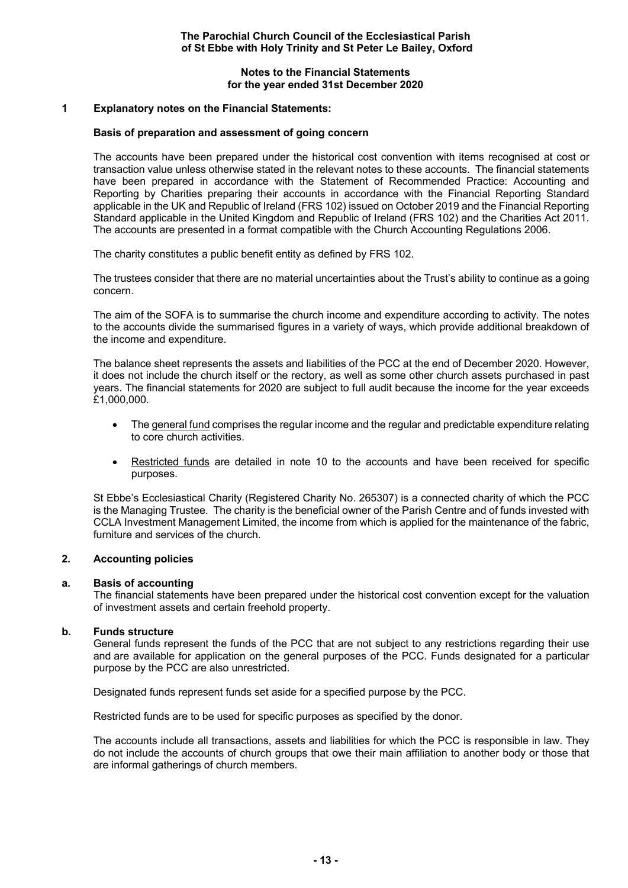**The Parochial Church Council of the Ecclesiastical Parish of St Ebbe with Holy Trinity and St Peter Le Bailey, Oxford**

**Notes to the Financial Statements for the year ended 31st December 2020**

## 1 Explanatory notes on the Financial Statements:

### Basis of preparation and assessment of going concern

The accounts have been prepared under the historical cost convention with items recognised at cost or transaction value unless otherwise stated in the relevant notes to these accounts. The financial statements have been prepared in accordance with the Statement of Recommended Practice: Accounting and Reporting by Charities preparing their accounts in accordance with the Financial Reporting Standard applicable in the UK and Republic of Ireland (FRS 102) issued on October 2019 and the Financial Reporting Standard applicable in the United Kingdom and Republic of Ireland (FRS 102) and the Charities Act 2011. The accounts are presented in a format compatible with the Church Accounting Regulations 2006.

The charity constitutes a public benefit entity as defined by FRS 102.

The trustees consider that there are no material uncertainties about the Trust's ability to continue as a going concern.

The aim of the SOFA is to summarise the church income and expenditure according to activity. The notes to the accounts divide the summarised figures in a variety of ways, which provide additional breakdown of the income and expenditure.

The balance sheet represents the assets and liabilities of the PCC at the end of December 2020. However, it does not include the church itself or the rectory, as well as some other church assets purchased in past years. The financial statements for 2020 are subject to full audit because the income for the year exceeds £1,000,000.

- The general fund comprises the regular income and the regular and predictable expenditure relating to core church activities.
- Restricted funds are detailed in note 10 to the accounts and have been received for specific purposes.

St Ebbe's Ecclesiastical Charity (Registered Charity No. 265307) is a connected charity of which the PCC is the Managing Trustee. The charity is the beneficial owner of the Parish Centre and of funds invested with CCLA Investment Management Limited, the income from which is applied for the maintenance of the fabric, furniture and services of the church.

## 2. Accounting policies

### a. Basis of accounting

The financial statements have been prepared under the historical cost convention except for the valuation of investment assets and certain freehold property.

### b. Funds structure

General funds represent the funds of the PCC that are not subject to any restrictions regarding their use and are available for application on the general purposes of the PCC. Funds designated for a particular purpose by the PCC are also unrestricted.

Designated funds represent funds set aside for a specified purpose by the PCC.

Restricted funds are to be used for specific purposes as specified by the donor.

The accounts include all transactions, assets and liabilities for which the PCC is responsible in law. They do not include the accounts of church groups that owe their main affiliation to another body or those that are informal gatherings of church members.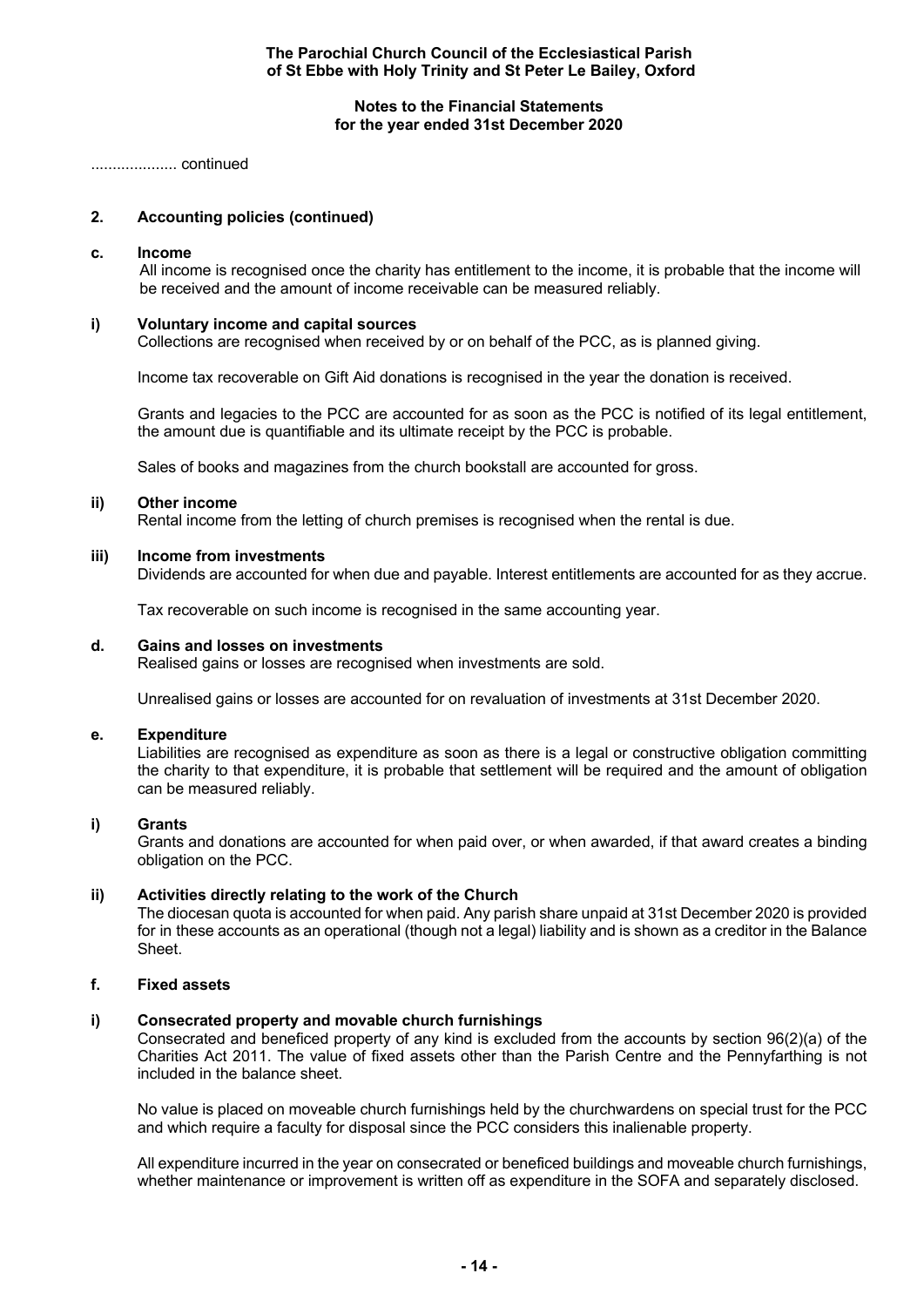.................... continued

## 2. Accounting policies (continued)

### c. Income

All income is recognised once the charity has entitlement to the income, it is probable that the income will be received and the amount of income receivable can be measured reliably.

#### i) Voluntary income and capital sources

Collections are recognised when received by or on behalf of the PCC, as is planned giving.

Income tax recoverable on Gift Aid donations is recognised in the year the donation is received.

Grants and legacies to the PCC are accounted for as soon as the PCC is notified of its legal entitlement, the amount due is quantifiable and its ultimate receipt by the PCC is probable.

Sales of books and magazines from the church bookstall are accounted for gross.

#### ii) Other income

Rental income from the letting of church premises is recognised when the rental is due.

#### iii) Income from investments

Dividends are accounted for when due and payable. Interest entitlements are accounted for as they accrue.

Tax recoverable on such income is recognised in the same accounting year.

### d. Gains and losses on investments

Realised gains or losses are recognised when investments are sold.

Unrealised gains or losses are accounted for on revaluation of investments at 31st December 2020.

### e. Expenditure

Liabilities are recognised as expenditure as soon as there is a legal or constructive obligation committing the charity to that expenditure, it is probable that settlement will be required and the amount of obligation can be measured reliably.

#### i) Grants

Grants and donations are accounted for when paid over, or when awarded, if that award creates a binding obligation on the PCC.

#### ii) Activities directly relating to the work of the Church

The diocesan quota is accounted for when paid. Any parish share unpaid at 31st December 2020 is provided for in these accounts as an operational (though not a legal) liability and is shown as a creditor in the Balance Sheet.

### f. Fixed assets

#### i) Consecrated property and movable church furnishings

Consecrated and beneficed property of any kind is excluded from the accounts by section 96(2)(a) of the Charities Act 2011. The value of fixed assets other than the Parish Centre and the Pennyfarthing is not included in the balance sheet.

No value is placed on moveable church furnishings held by the churchwardens on special trust for the PCC and which require a faculty for disposal since the PCC considers this inalienable property.

All expenditure incurred in the year on consecrated or beneficed buildings and moveable church furnishings, whether maintenance or improvement is written off as expenditure in the SOFA and separately disclosed.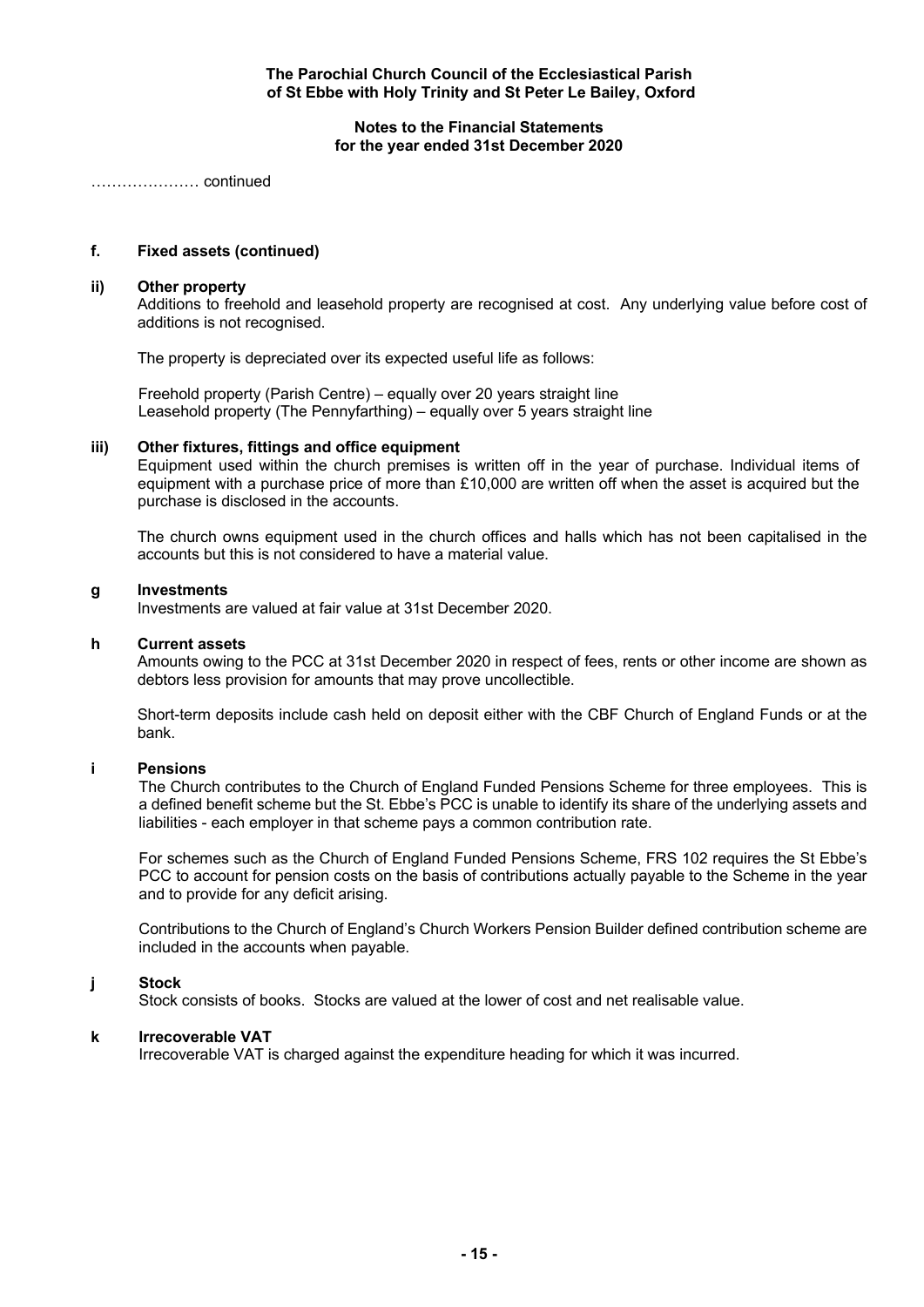**The Parochial Church Council of the Ecclesiastical Parish of St Ebbe with Holy Trinity and St Peter Le Bailey, Oxford**

**Notes to the Financial Statements for the year ended 31st December 2020**

………………… continued

### f. Fixed assets (continued)

#### ii) Other property

Additions to freehold and leasehold property are recognised at cost. Any underlying value before cost of additions is not recognised.

The property is depreciated over its expected useful life as follows:

Freehold property (Parish Centre) – equally over 20 years straight line
Leasehold property (The Pennyfarthing) – equally over 5 years straight line

#### iii) Other fixtures, fittings and office equipment

Equipment used within the church premises is written off in the year of purchase. Individual items of equipment with a purchase price of more than £10,000 are written off when the asset is acquired but the purchase is disclosed in the accounts.

The church owns equipment used in the church offices and halls which has not been capitalised in the accounts but this is not considered to have a material value.

### g Investments

Investments are valued at fair value at 31st December 2020.

### h Current assets

Amounts owing to the PCC at 31st December 2020 in respect of fees, rents or other income are shown as debtors less provision for amounts that may prove uncollectible.

Short-term deposits include cash held on deposit either with the CBF Church of England Funds or at the bank.

### i Pensions

The Church contributes to the Church of England Funded Pensions Scheme for three employees. This is a defined benefit scheme but the St. Ebbe's PCC is unable to identify its share of the underlying assets and liabilities - each employer in that scheme pays a common contribution rate.

For schemes such as the Church of England Funded Pensions Scheme, FRS 102 requires the St Ebbe's PCC to account for pension costs on the basis of contributions actually payable to the Scheme in the year and to provide for any deficit arising.

Contributions to the Church of England's Church Workers Pension Builder defined contribution scheme are included in the accounts when payable.

### j Stock

Stock consists of books. Stocks are valued at the lower of cost and net realisable value.

### k Irrecoverable VAT

Irrecoverable VAT is charged against the expenditure heading for which it was incurred.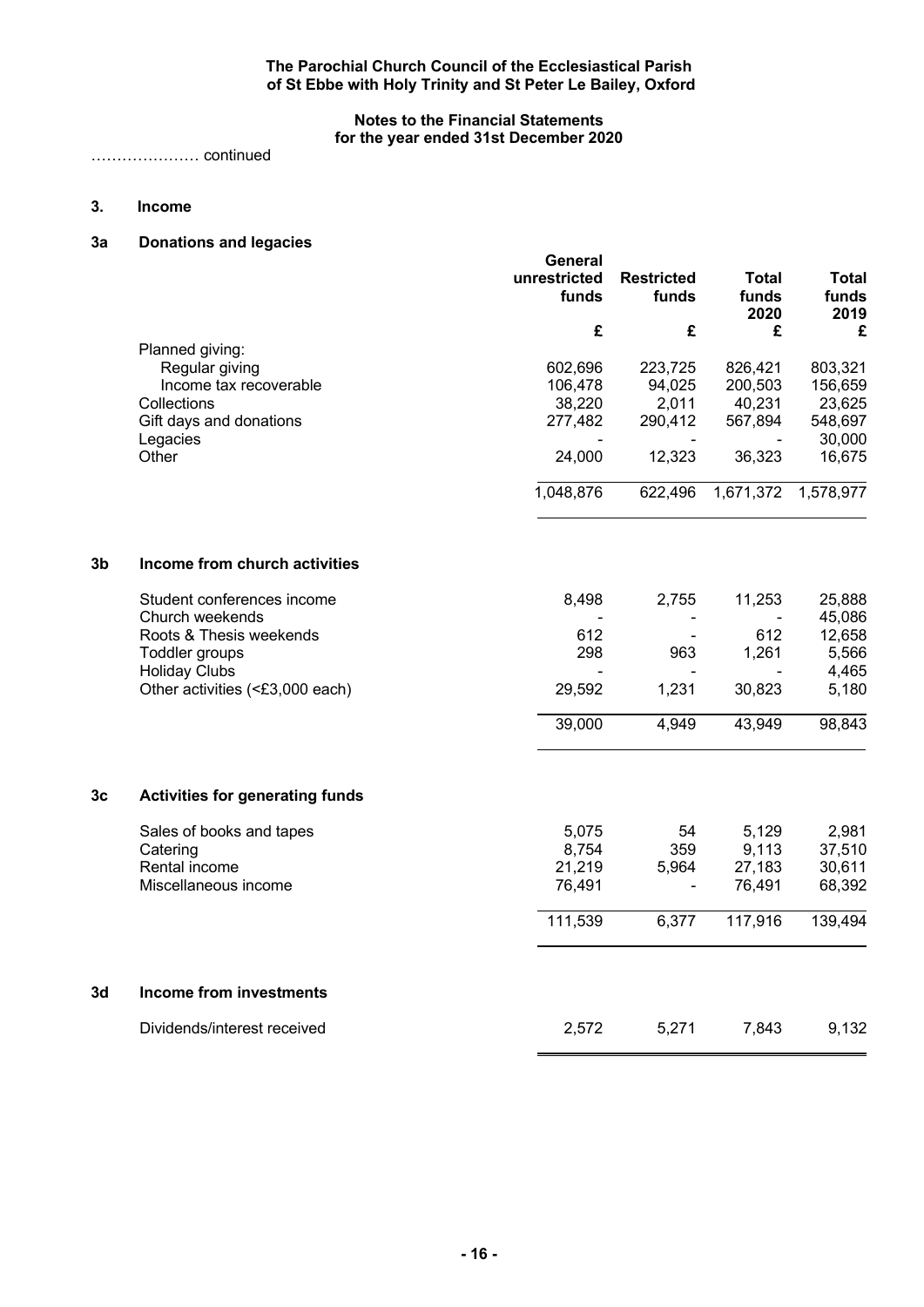**The Parochial Church Council of the Ecclesiastical Parish of St Ebbe with Holy Trinity and St Peter Le Bailey, Oxford**

**Notes to the Financial Statements for the year ended 31st December 2020**

………………… continued

## 3. Income

### 3a Donations and legacies

| | General unrestricted funds | Restricted funds | Total funds 2020 | Total funds 2019 |
|---|---|---|---|---|
| | £ | £ | £ | £ |
| Planned giving: | | | | |
| Regular giving | 602,696 | 223,725 | 826,421 | 803,321 |
| Income tax recoverable | 106,478 | 94,025 | 200,503 | 156,659 |
| Collections | 38,220 | 2,011 | 40,231 | 23,625 |
| Gift days and donations | 277,482 | 290,412 | 567,894 | 548,697 |
| Legacies | - | - | - | 30,000 |
| Other | 24,000 | 12,323 | 36,323 | 16,675 |
| | 1,048,876 | 622,496 | 1,671,372 | 1,578,977 |

### 3b Income from church activities

| | General unrestricted funds | Restricted funds | Total funds 2020 | Total funds 2019 |
|---|---|---|---|---|
| Student conferences income | 8,498 | 2,755 | 11,253 | 25,888 |
| Church weekends | - | - | - | 45,086 |
| Roots & Thesis weekends | 612 | - | 612 | 12,658 |
| Toddler groups | 298 | 963 | 1,261 | 5,566 |
| Holiday Clubs | - | - | - | 4,465 |
| Other activities (<£3,000 each) | 29,592 | 1,231 | 30,823 | 5,180 |
| | 39,000 | 4,949 | 43,949 | 98,843 |

### 3c Activities for generating funds

| | General unrestricted funds | Restricted funds | Total funds 2020 | Total funds 2019 |
|---|---|---|---|---|
| Sales of books and tapes | 5,075 | 54 | 5,129 | 2,981 |
| Catering | 8,754 | 359 | 9,113 | 37,510 |
| Rental income | 21,219 | 5,964 | 27,183 | 30,611 |
| Miscellaneous income | 76,491 | - | 76,491 | 68,392 |
| | 111,539 | 6,377 | 117,916 | 139,494 |

### 3d Income from investments

| | General unrestricted funds | Restricted funds | Total funds 2020 | Total funds 2019 |
|---|---|---|---|---|
| Dividends/interest received | 2,572 | 5,271 | 7,843 | 9,132 |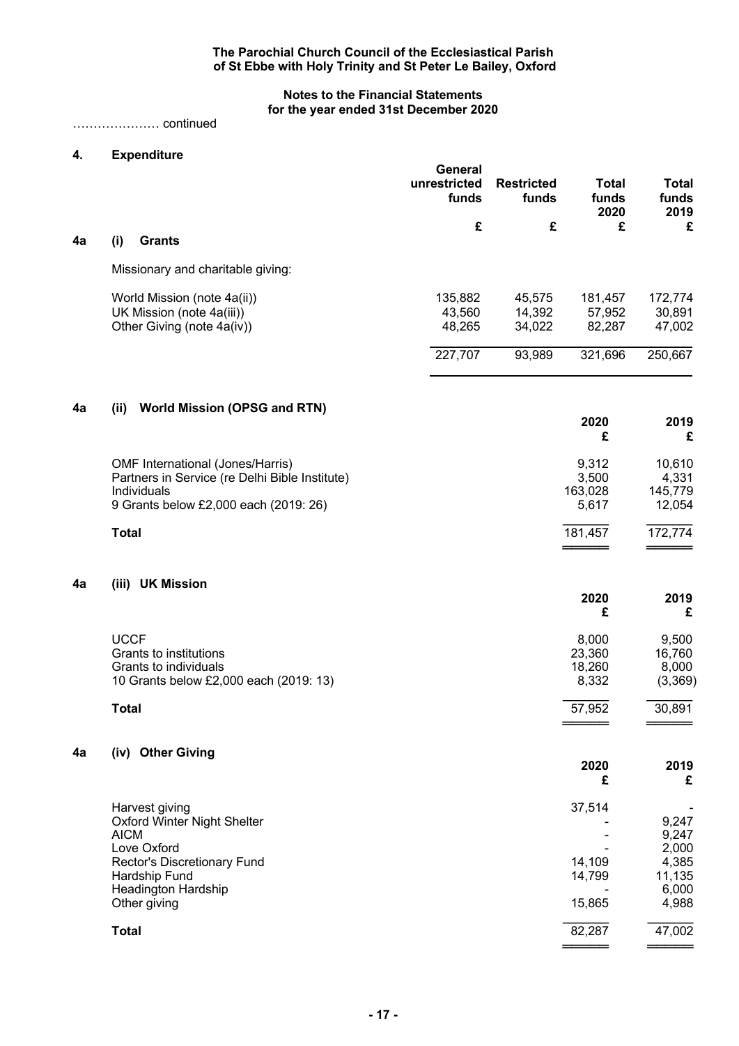**The Parochial Church Council of the Ecclesiastical Parish of St Ebbe with Holy Trinity and St Peter Le Bailey, Oxford**

**Notes to the Financial Statements for the year ended 31st December 2020**

………………… continued

## 4. Expenditure

### 4a (i) Grants

| | General unrestricted funds £ | Restricted funds £ | Total funds 2020 £ | Total funds 2019 £ |
|---|---|---|---|---|
| Missionary and charitable giving: | | | | |
| World Mission (note 4a(ii)) | 135,882 | 45,575 | 181,457 | 172,774 |
| UK Mission (note 4a(iii)) | 43,560 | 14,392 | 57,952 | 30,891 |
| Other Giving (note 4a(iv)) | 48,265 | 34,022 | 82,287 | 47,002 |
| | 227,707 | 93,989 | 321,696 | 250,667 |

### 4a (ii) World Mission (OPSG and RTN)

| | 2020 £ | 2019 £ |
|---|---|---|
| OMF International (Jones/Harris) | 9,312 | 10,610 |
| Partners in Service (re Delhi Bible Institute) | 3,500 | 4,331 |
| Individuals | 163,028 | 145,779 |
| 9 Grants below £2,000 each (2019: 26) | 5,617 | 12,054 |
| **Total** | 181,457 | 172,774 |

### 4a (iii) UK Mission

| | 2020 £ | 2019 £ |
|---|---|---|
| UCCF | 8,000 | 9,500 |
| Grants to institutions | 23,360 | 16,760 |
| Grants to individuals | 18,260 | 8,000 |
| 10 Grants below £2,000 each (2019: 13) | 8,332 | (3,369) |
| **Total** | 57,952 | 30,891 |

### 4a (iv) Other Giving

| | 2020 £ | 2019 £ |
|---|---|---|
| Harvest giving | 37,514 | - |
| Oxford Winter Night Shelter | - | 9,247 |
| AICM | - | 9,247 |
| Love Oxford | - | 2,000 |
| Rector's Discretionary Fund | 14,109 | 4,385 |
| Hardship Fund | 14,799 | 11,135 |
| Headington Hardship | - | 6,000 |
| Other giving | 15,865 | 4,988 |
| **Total** | 82,287 | 47,002 |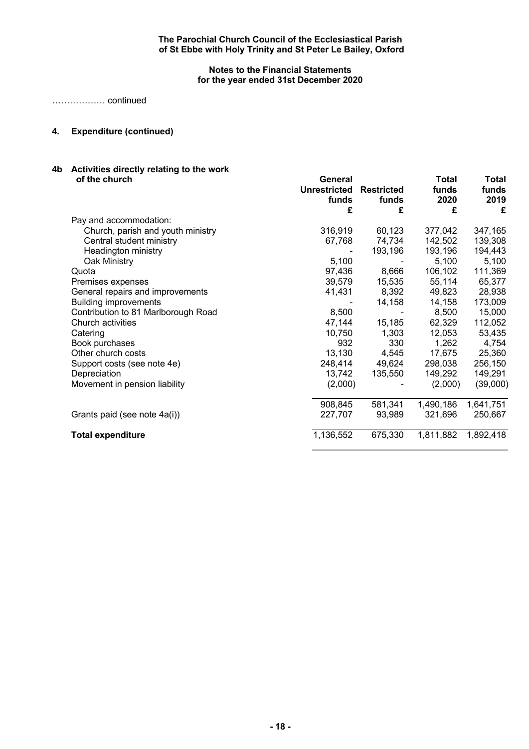**The Parochial Church Council of the Ecclesiastical Parish of St Ebbe with Holy Trinity and St Peter Le Bailey, Oxford**

**Notes to the Financial Statements for the year ended 31st December 2020**

……………… continued

## 4. Expenditure (continued)

### 4b Activities directly relating to the work of the church

| | General Unrestricted funds £ | Restricted funds £ | Total funds 2020 £ | Total funds 2019 £ |
|---|---|---|---|---|
| Pay and accommodation: | | | | |
| Church, parish and youth ministry | 316,919 | 60,123 | 377,042 | 347,165 |
| Central student ministry | 67,768 | 74,734 | 142,502 | 139,308 |
| Headington ministry | - | 193,196 | 193,196 | 194,443 |
| Oak Ministry | 5,100 | - | 5,100 | 5,100 |
| Quota | 97,436 | 8,666 | 106,102 | 111,369 |
| Premises expenses | 39,579 | 15,535 | 55,114 | 65,377 |
| General repairs and improvements | 41,431 | 8,392 | 49,823 | 28,938 |
| Building improvements | - | 14,158 | 14,158 | 173,009 |
| Contribution to 81 Marlborough Road | 8,500 | - | 8,500 | 15,000 |
| Church activities | 47,144 | 15,185 | 62,329 | 112,052 |
| Catering | 10,750 | 1,303 | 12,053 | 53,435 |
| Book purchases | 932 | 330 | 1,262 | 4,754 |
| Other church costs | 13,130 | 4,545 | 17,675 | 25,360 |
| Support costs (see note 4e) | 248,414 | 49,624 | 298,038 | 256,150 |
| Depreciation | 13,742 | 135,550 | 149,292 | 149,291 |
| Movement in pension liability | (2,000) | - | (2,000) | (39,000) |
| | 908,845 | 581,341 | 1,490,186 | 1,641,751 |
| Grants paid (see note 4a(i)) | 227,707 | 93,989 | 321,696 | 250,667 |
| **Total expenditure** | 1,136,552 | 675,330 | 1,811,882 | 1,892,418 |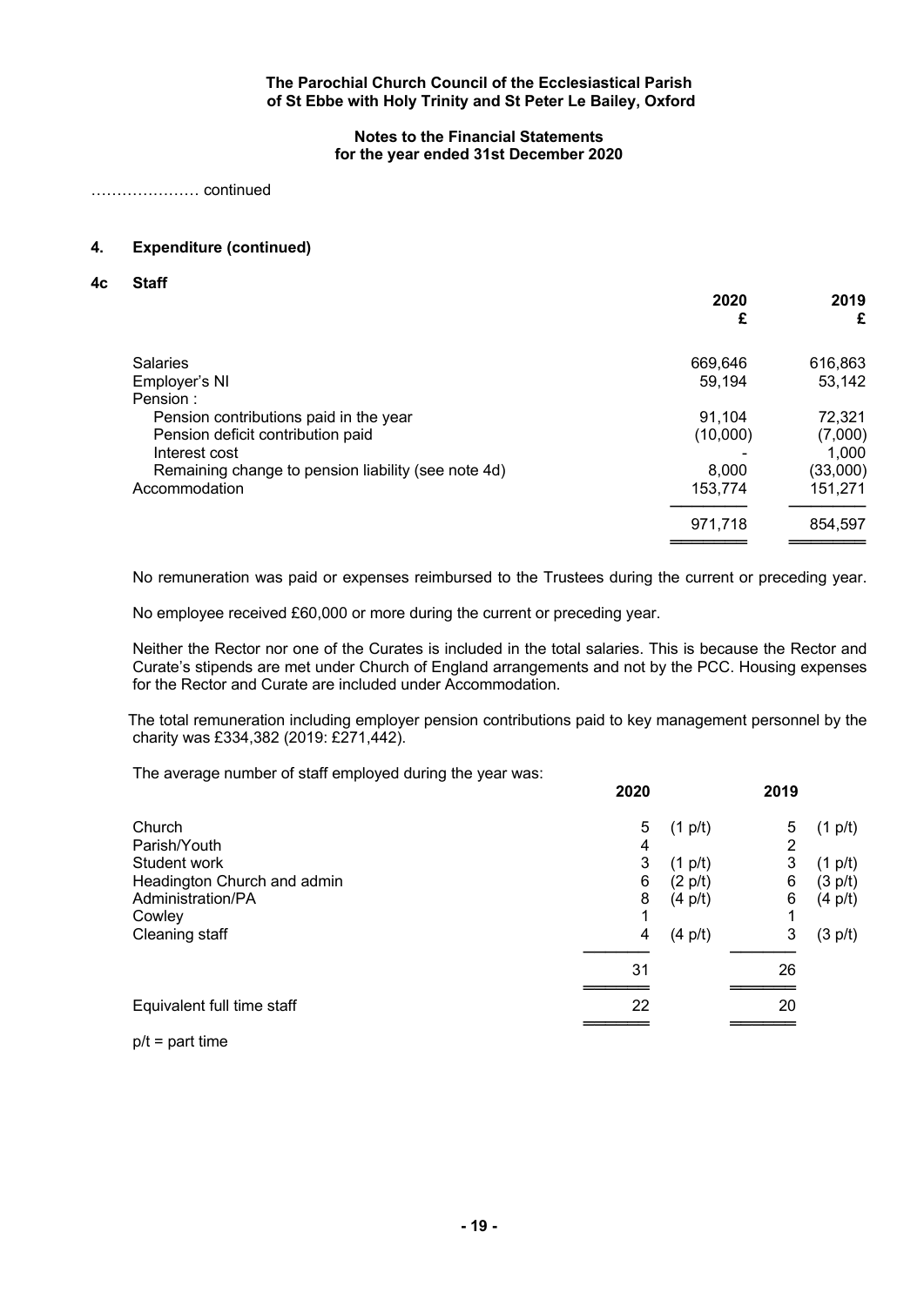**The Parochial Church Council of the Ecclesiastical Parish of St Ebbe with Holy Trinity and St Peter Le Bailey, Oxford**

**Notes to the Financial Statements for the year ended 31st December 2020**

………………… continued

## 4. Expenditure (continued)

### 4c Staff

| | 2020 £ | 2019 £ |
|---|---|---|
| Salaries | 669,646 | 616,863 |
| Employer's NI | 59,194 | 53,142 |
| Pension : | | |
| Pension contributions paid in the year | 91,104 | 72,321 |
| Pension deficit contribution paid | (10,000) | (7,000) |
| Interest cost | - | 1,000 |
| Remaining change to pension liability (see note 4d) | 8,000 | (33,000) |
| Accommodation | 153,774 | 151,271 |
| | 971,718 | 854,597 |

No remuneration was paid or expenses reimbursed to the Trustees during the current or preceding year.

No employee received £60,000 or more during the current or preceding year.

Neither the Rector nor one of the Curates is included in the total salaries. This is because the Rector and Curate's stipends are met under Church of England arrangements and not by the PCC. Housing expenses for the Rector and Curate are included under Accommodation.

The total remuneration including employer pension contributions paid to key management personnel by the charity was £334,382 (2019: £271,442).

The average number of staff employed during the year was:

| | 2020 | | 2019 | |
|---|---|---|---|---|
| Church | 5 | (1 p/t) | 5 | (1 p/t) |
| Parish/Youth | 4 | | 2 | |
| Student work | 3 | (1 p/t) | 3 | (1 p/t) |
| Headington Church and admin | 6 | (2 p/t) | 6 | (3 p/t) |
| Administration/PA | 8 | (4 p/t) | 6 | (4 p/t) |
| Cowley | 1 | | 1 | |
| Cleaning staff | 4 | (4 p/t) | 3 | (3 p/t) |
| | 31 | | 26 | |
| Equivalent full time staff | 22 | | 20 | |

p/t = part time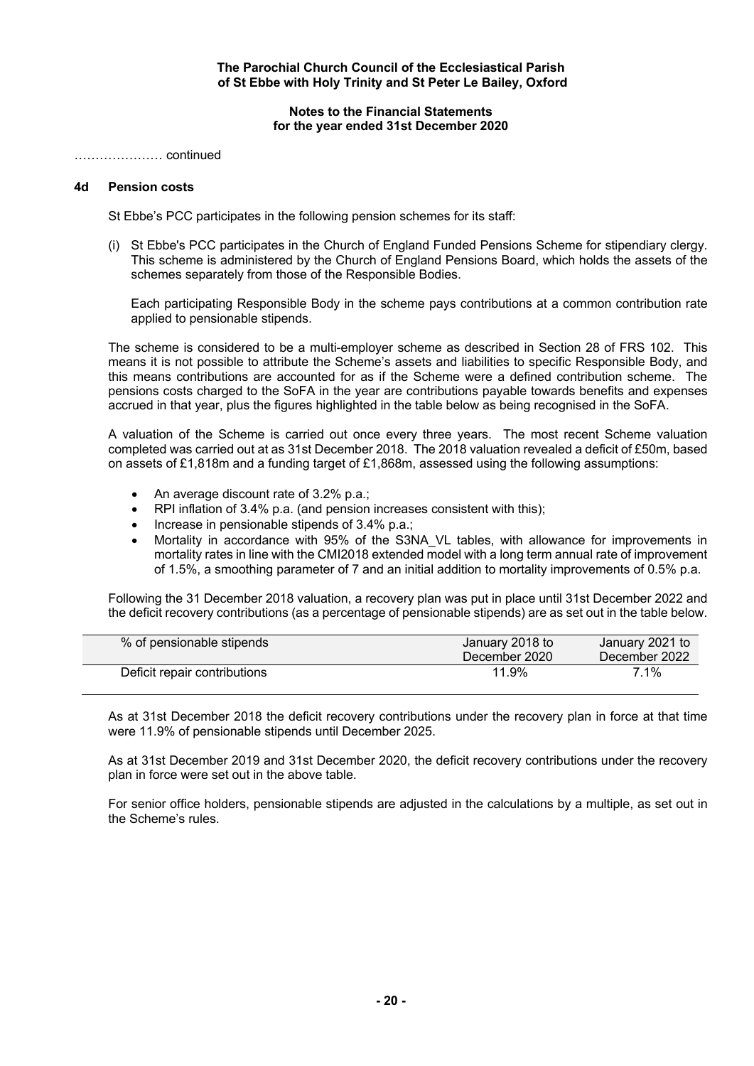………………… continued

### 4d Pension costs

St Ebbe's PCC participates in the following pension schemes for its staff:

(i) St Ebbe's PCC participates in the Church of England Funded Pensions Scheme for stipendiary clergy. This scheme is administered by the Church of England Pensions Board, which holds the assets of the schemes separately from those of the Responsible Bodies.

Each participating Responsible Body in the scheme pays contributions at a common contribution rate applied to pensionable stipends.

The scheme is considered to be a multi-employer scheme as described in Section 28 of FRS 102. This means it is not possible to attribute the Scheme's assets and liabilities to specific Responsible Body, and this means contributions are accounted for as if the Scheme were a defined contribution scheme. The pensions costs charged to the SoFA in the year are contributions payable towards benefits and expenses accrued in that year, plus the figures highlighted in the table below as being recognised in the SoFA.

A valuation of the Scheme is carried out once every three years. The most recent Scheme valuation completed was carried out at as 31st December 2018. The 2018 valuation revealed a deficit of £50m, based on assets of £1,818m and a funding target of £1,868m, assessed using the following assumptions:

- An average discount rate of 3.2% p.a.;
- RPI inflation of 3.4% p.a. (and pension increases consistent with this);
- Increase in pensionable stipends of 3.4% p.a.;
- Mortality in accordance with 95% of the S3NA_VL tables, with allowance for improvements in mortality rates in line with the CMI2018 extended model with a long term annual rate of improvement of 1.5%, a smoothing parameter of 7 and an initial addition to mortality improvements of 0.5% p.a.

Following the 31 December 2018 valuation, a recovery plan was put in place until 31st December 2022 and the deficit recovery contributions (as a percentage of pensionable stipends) are as set out in the table below.

| % of pensionable stipends | January 2018 to December 2020 | January 2021 to December 2022 |
|---|---|---|
| Deficit repair contributions | 11.9% | 7.1% |

As at 31st December 2018 the deficit recovery contributions under the recovery plan in force at that time were 11.9% of pensionable stipends until December 2025.

As at 31st December 2019 and 31st December 2020, the deficit recovery contributions under the recovery plan in force were set out in the above table.

For senior office holders, pensionable stipends are adjusted in the calculations by a multiple, as set out in the Scheme's rules.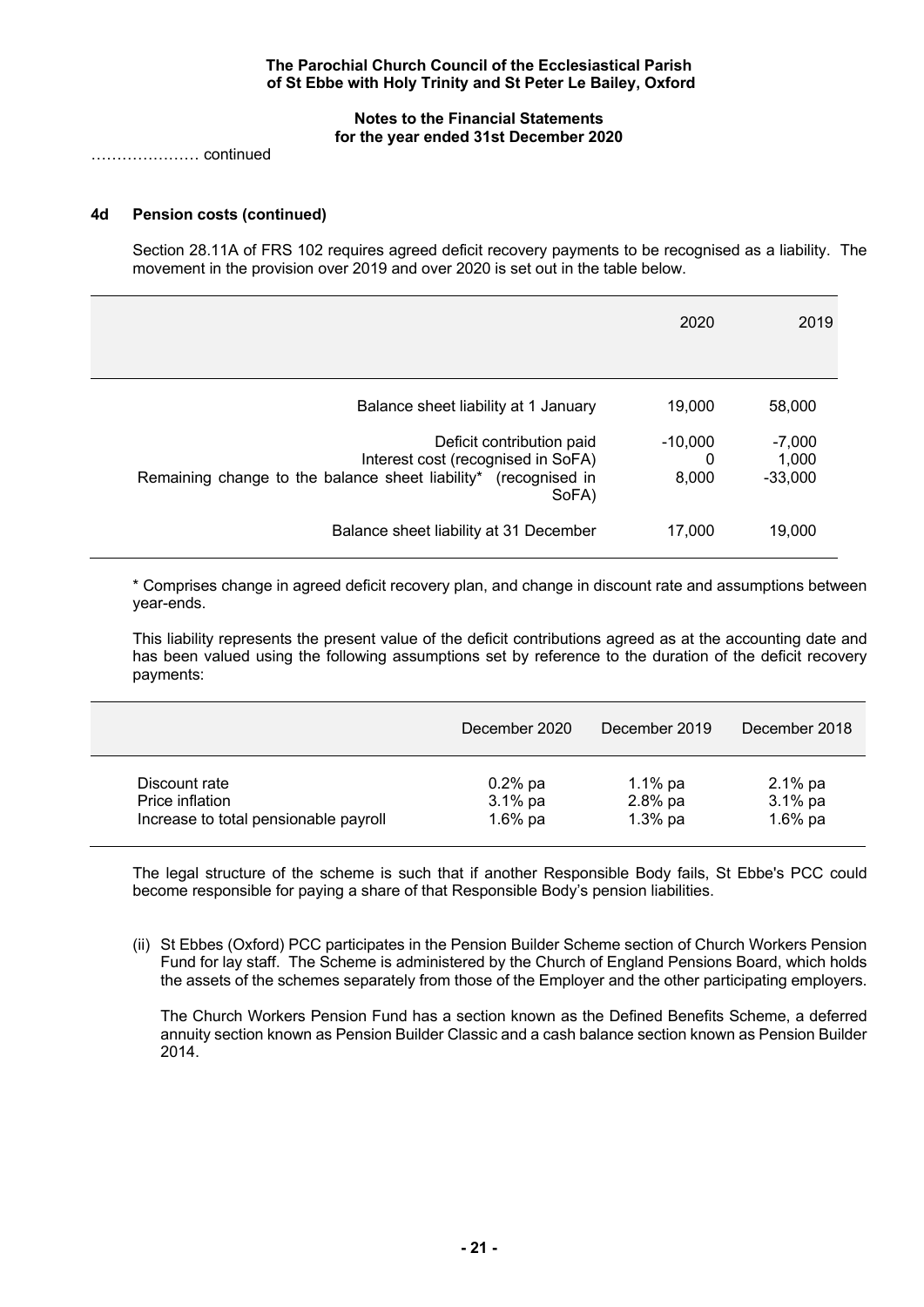**The Parochial Church Council of the Ecclesiastical Parish of St Ebbe with Holy Trinity and St Peter Le Bailey, Oxford**

**Notes to the Financial Statements for the year ended 31st December 2020**

………………… continued

**4d Pension costs (continued)**

Section 28.11A of FRS 102 requires agreed deficit recovery payments to be recognised as a liability. The movement in the provision over 2019 and over 2020 is set out in the table below.

| | 2020 | 2019 |
|---|---|---|
| Balance sheet liability at 1 January | 19,000 | 58,000 |
| Deficit contribution paid | -10,000 | -7,000 |
| Interest cost (recognised in SoFA) | 0 | 1,000 |
| Remaining change to the balance sheet liability* (recognised in SoFA) | 8,000 | -33,000 |
| Balance sheet liability at 31 December | 17,000 | 19,000 |

* Comprises change in agreed deficit recovery plan, and change in discount rate and assumptions between year-ends.

This liability represents the present value of the deficit contributions agreed as at the accounting date and has been valued using the following assumptions set by reference to the duration of the deficit recovery payments:

| | December 2020 | December 2019 | December 2018 |
|---|---|---|---|
| Discount rate | 0.2% pa | 1.1% pa | 2.1% pa |
| Price inflation | 3.1% pa | 2.8% pa | 3.1% pa |
| Increase to total pensionable payroll | 1.6% pa | 1.3% pa | 1.6% pa |

The legal structure of the scheme is such that if another Responsible Body fails, St Ebbe's PCC could become responsible for paying a share of that Responsible Body's pension liabilities.

(ii) St Ebbes (Oxford) PCC participates in the Pension Builder Scheme section of Church Workers Pension Fund for lay staff. The Scheme is administered by the Church of England Pensions Board, which holds the assets of the schemes separately from those of the Employer and the other participating employers.

The Church Workers Pension Fund has a section known as the Defined Benefits Scheme, a deferred annuity section known as Pension Builder Classic and a cash balance section known as Pension Builder 2014.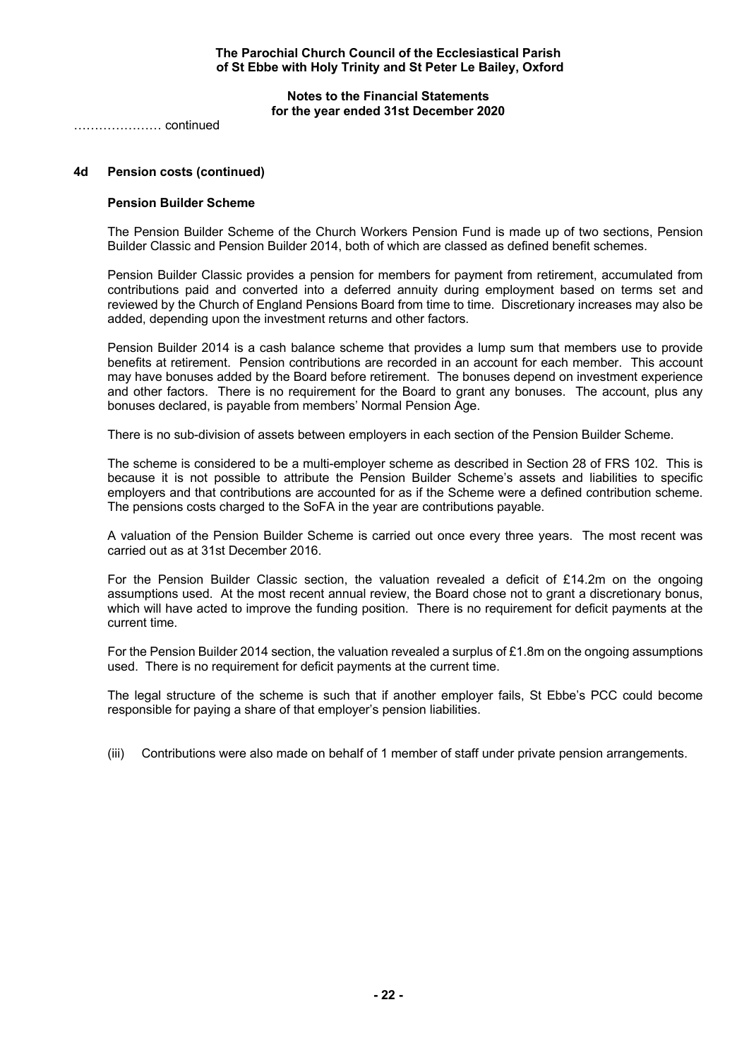…………………. continued

## 4d Pension costs (continued)

### Pension Builder Scheme

The Pension Builder Scheme of the Church Workers Pension Fund is made up of two sections, Pension Builder Classic and Pension Builder 2014, both of which are classed as defined benefit schemes.

Pension Builder Classic provides a pension for members for payment from retirement, accumulated from contributions paid and converted into a deferred annuity during employment based on terms set and reviewed by the Church of England Pensions Board from time to time. Discretionary increases may also be added, depending upon the investment returns and other factors.

Pension Builder 2014 is a cash balance scheme that provides a lump sum that members use to provide benefits at retirement. Pension contributions are recorded in an account for each member. This account may have bonuses added by the Board before retirement. The bonuses depend on investment experience and other factors. There is no requirement for the Board to grant any bonuses. The account, plus any bonuses declared, is payable from members' Normal Pension Age.

There is no sub-division of assets between employers in each section of the Pension Builder Scheme.

The scheme is considered to be a multi-employer scheme as described in Section 28 of FRS 102. This is because it is not possible to attribute the Pension Builder Scheme's assets and liabilities to specific employers and that contributions are accounted for as if the Scheme were a defined contribution scheme. The pensions costs charged to the SoFA in the year are contributions payable.

A valuation of the Pension Builder Scheme is carried out once every three years. The most recent was carried out as at 31st December 2016.

For the Pension Builder Classic section, the valuation revealed a deficit of £14.2m on the ongoing assumptions used. At the most recent annual review, the Board chose not to grant a discretionary bonus, which will have acted to improve the funding position. There is no requirement for deficit payments at the current time.

For the Pension Builder 2014 section, the valuation revealed a surplus of £1.8m on the ongoing assumptions used. There is no requirement for deficit payments at the current time.

The legal structure of the scheme is such that if another employer fails, St Ebbe's PCC could become responsible for paying a share of that employer's pension liabilities.

(iii) Contributions were also made on behalf of 1 member of staff under private pension arrangements.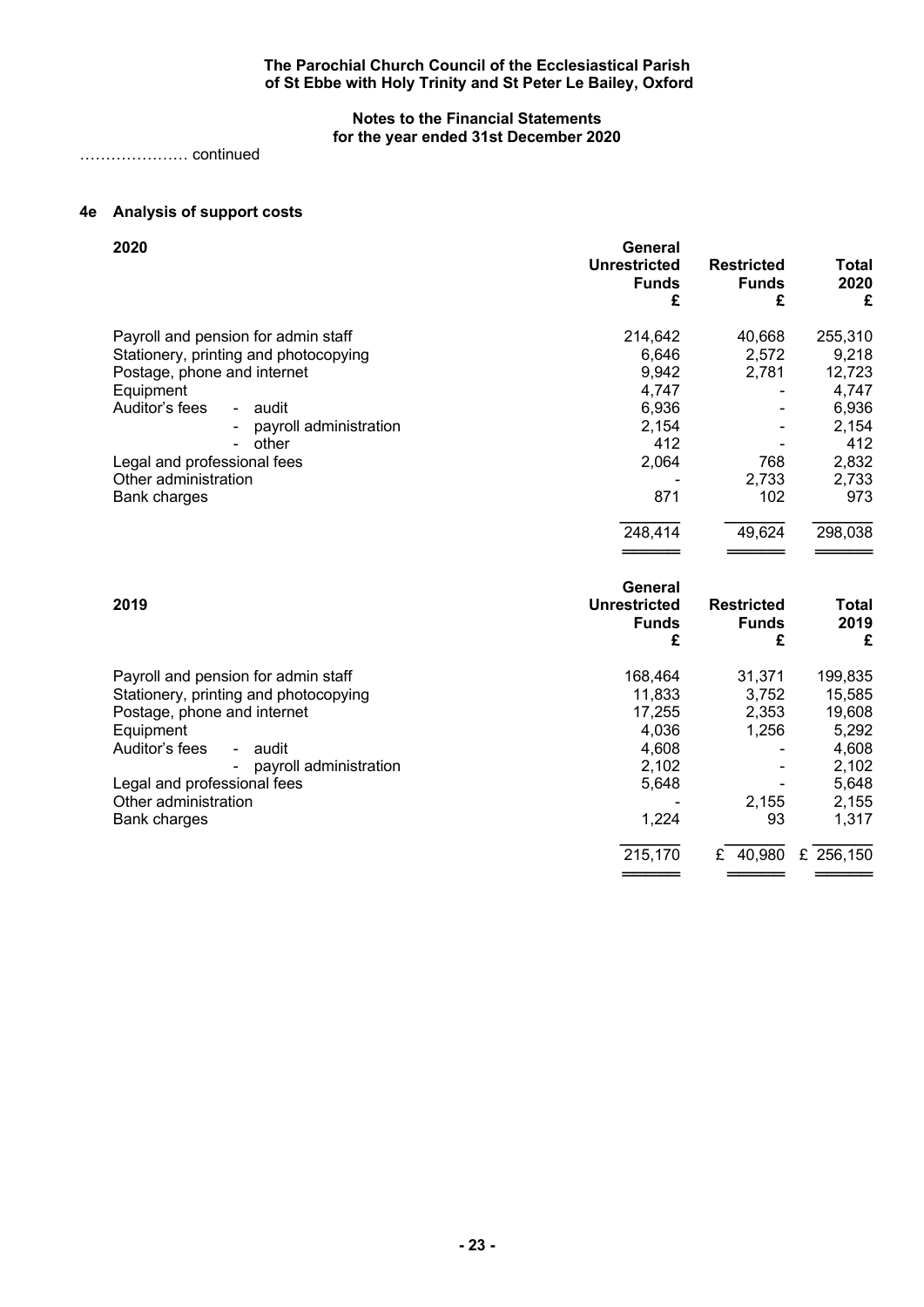**The Parochial Church Council of the Ecclesiastical Parish of St Ebbe with Holy Trinity and St Peter Le Bailey, Oxford**

**Notes to the Financial Statements for the year ended 31st December 2020**

………………… continued

## 4e Analysis of support costs

| 2020 | General Unrestricted Funds £ | Restricted Funds £ | Total 2020 £ |
|---|---|---|---|
| Payroll and pension for admin staff | 214,642 | 40,668 | 255,310 |
| Stationery, printing and photocopying | 6,646 | 2,572 | 9,218 |
| Postage, phone and internet | 9,942 | 2,781 | 12,723 |
| Equipment | 4,747 | - | 4,747 |
| Auditor's fees - audit | 6,936 | - | 6,936 |
| - payroll administration | 2,154 | - | 2,154 |
| - other | 412 | - | 412 |
| Legal and professional fees | 2,064 | 768 | 2,832 |
| Other administration | - | 2,733 | 2,733 |
| Bank charges | 871 | 102 | 973 |
| | 248,414 | 49,624 | 298,038 |

| 2019 | General Unrestricted Funds £ | Restricted Funds £ | Total 2019 £ |
|---|---|---|---|
| Payroll and pension for admin staff | 168,464 | 31,371 | 199,835 |
| Stationery, printing and photocopying | 11,833 | 3,752 | 15,585 |
| Postage, phone and internet | 17,255 | 2,353 | 19,608 |
| Equipment | 4,036 | 1,256 | 5,292 |
| Auditor's fees - audit | 4,608 | - | 4,608 |
| - payroll administration | 2,102 | - | 2,102 |
| Legal and professional fees | 5,648 | - | 5,648 |
| Other administration | - | 2,155 | 2,155 |
| Bank charges | 1,224 | 93 | 1,317 |
| | 215,170 | £ 40,980 | £ 256,150 |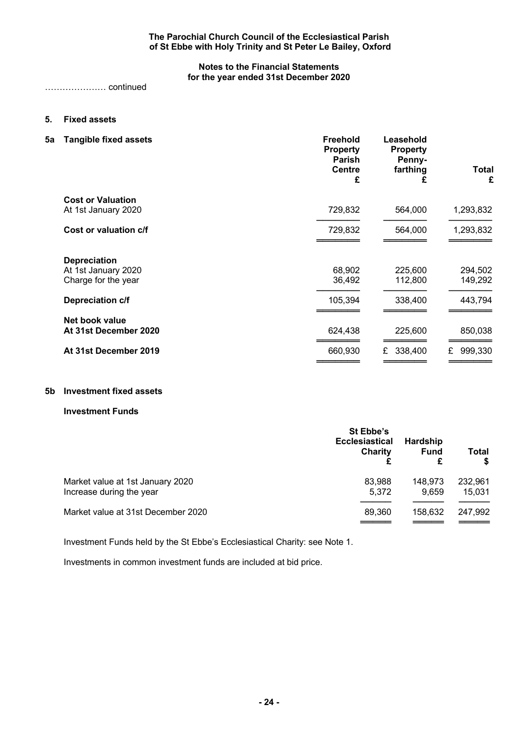…………………. continued

## 5. Fixed assets

### 5a Tangible fixed assets

| | Freehold Property Parish Centre £ | Leasehold Property Penny-farthing £ | Total £ |
|---|---|---|---|
| **Cost or Valuation** | | | |
| At 1st January 2020 | 729,832 | 564,000 | 1,293,832 |
| **Cost or valuation c/f** | 729,832 | 564,000 | 1,293,832 |
| **Depreciation** | | | |
| At 1st January 2020 | 68,902 | 225,600 | 294,502 |
| Charge for the year | 36,492 | 112,800 | 149,292 |
| **Depreciation c/f** | 105,394 | 338,400 | 443,794 |
| **Net book value** | | | |
| **At 31st December 2020** | 624,438 | 225,600 | 850,038 |
| **At 31st December 2019** | 660,930 | £ 338,400 | £ 999,330 |

### 5b Investment fixed assets

**Investment Funds**

| | St Ebbe's Ecclesiastical Charity £ | Hardship Fund £ | Total $ |
|---|---|---|---|
| Market value at 1st January 2020 | 83,988 | 148,973 | 232,961 |
| Increase during the year | 5,372 | 9,659 | 15,031 |
| Market value at 31st December 2020 | 89,360 | 158,632 | 247,992 |

Investment Funds held by the St Ebbe's Ecclesiastical Charity: see Note 1.

Investments in common investment funds are included at bid price.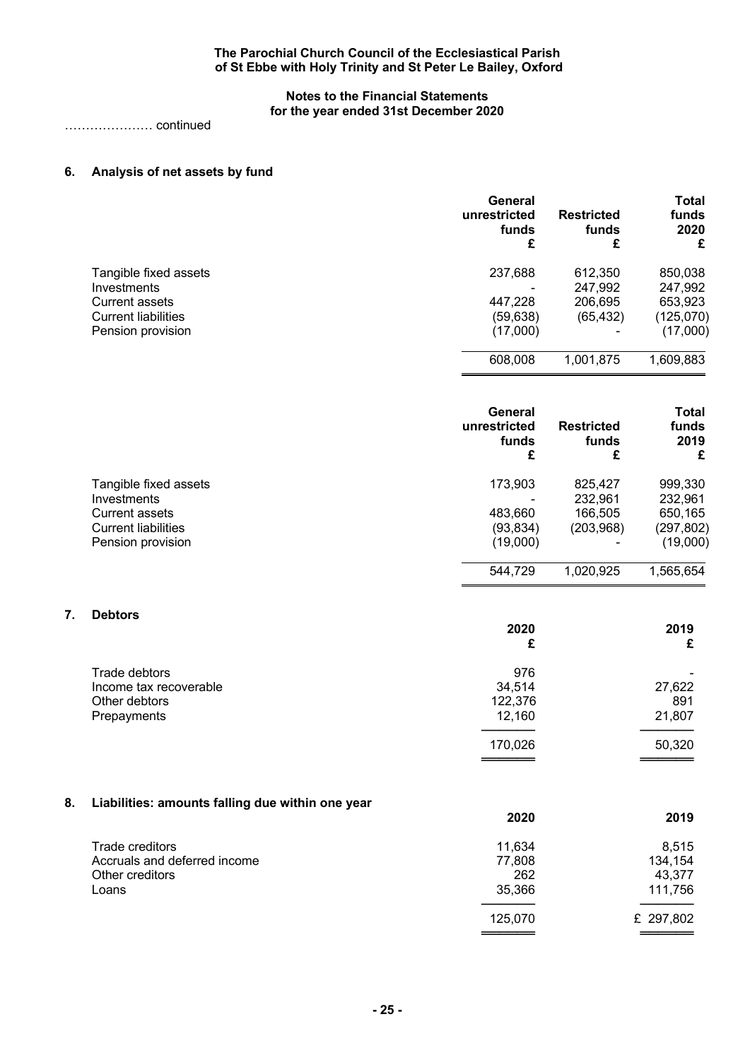**The Parochial Church Council of the Ecclesiastical Parish of St Ebbe with Holy Trinity and St Peter Le Bailey, Oxford**

**Notes to the Financial Statements for the year ended 31st December 2020**

………………… continued

## 6. Analysis of net assets by fund

| | General unrestricted funds £ | Restricted funds £ | Total funds 2020 £ |
|---|---|---|---|
| Tangible fixed assets | 237,688 | 612,350 | 850,038 |
| Investments | - | 247,992 | 247,992 |
| Current assets | 447,228 | 206,695 | 653,923 |
| Current liabilities | (59,638) | (65,432) | (125,070) |
| Pension provision | (17,000) | - | (17,000) |
| | 608,008 | 1,001,875 | 1,609,883 |

| | General unrestricted funds £ | Restricted funds £ | Total funds 2019 £ |
|---|---|---|---|
| Tangible fixed assets | 173,903 | 825,427 | 999,330 |
| Investments | - | 232,961 | 232,961 |
| Current assets | 483,660 | 166,505 | 650,165 |
| Current liabilities | (93,834) | (203,968) | (297,802) |
| Pension provision | (19,000) | - | (19,000) |
| | 544,729 | 1,020,925 | 1,565,654 |

## 7. Debtors

| | 2020 £ | 2019 £ |
|---|---|---|
| Trade debtors | 976 | - |
| Income tax recoverable | 34,514 | 27,622 |
| Other debtors | 122,376 | 891 |
| Prepayments | 12,160 | 21,807 |
| | 170,026 | 50,320 |

## 8. Liabilities: amounts falling due within one year

| | 2020 | 2019 |
|---|---|---|
| Trade creditors | 11,634 | 8,515 |
| Accruals and deferred income | 77,808 | 134,154 |
| Other creditors | 262 | 43,377 |
| Loans | 35,366 | 111,756 |
| | 125,070 | £ 297,802 |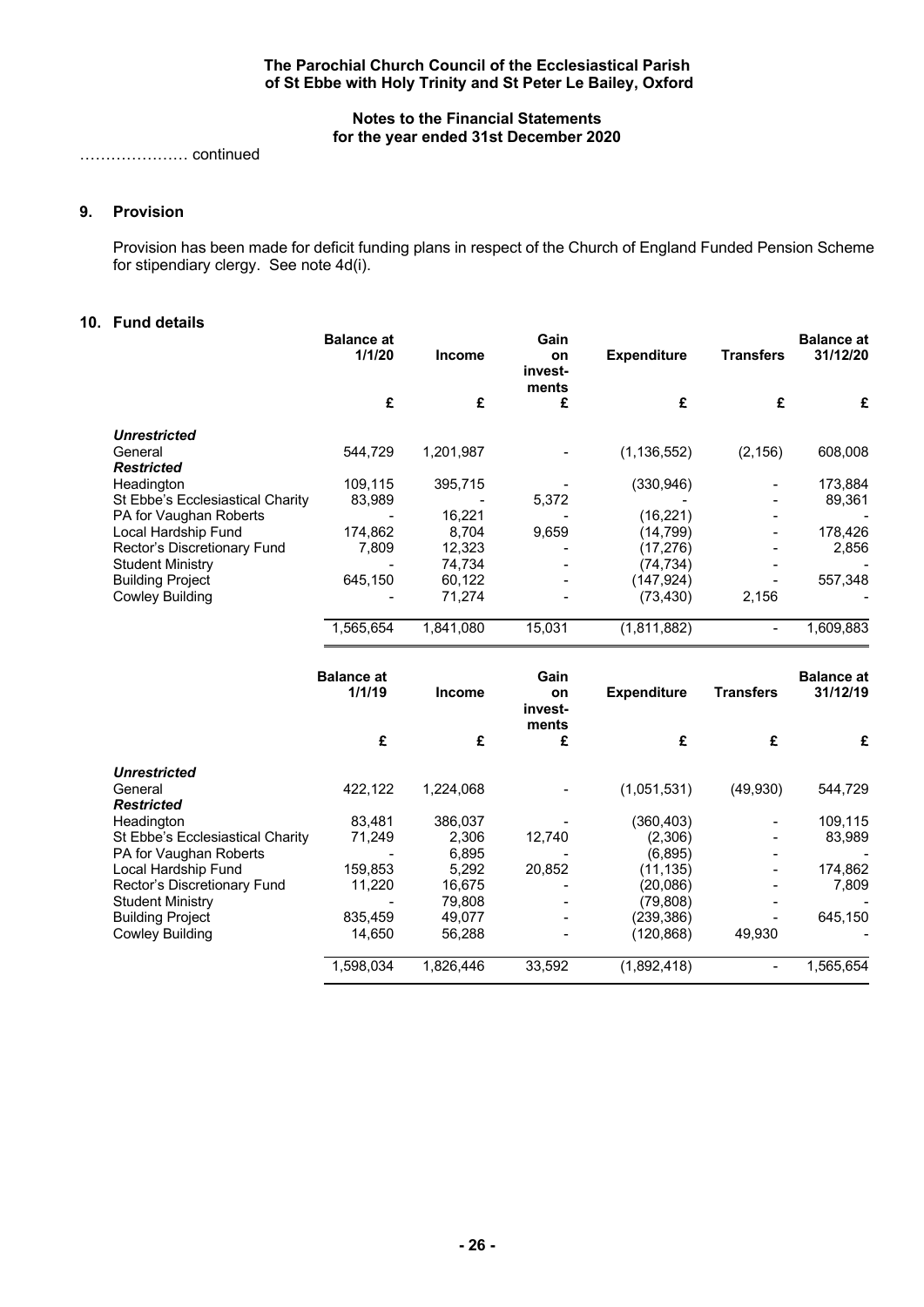…………………. continued

## 9. Provision

Provision has been made for deficit funding plans in respect of the Church of England Funded Pension Scheme for stipendiary clergy. See note 4d(i).

## 10. Fund details

| | Balance at 1/1/20 | Income | Gain on invest-ments | Expenditure | Transfers | Balance at 31/12/20 |
|---|---|---|---|---|---|---|
| | £ | £ | £ | £ | £ | £ |
| ***Unrestricted*** | | | | | | |
| General | 544,729 | 1,201,987 | - | (1,136,552) | (2,156) | 608,008 |
| ***Restricted*** | | | | | | |
| Headington | 109,115 | 395,715 | - | (330,946) | - | 173,884 |
| St Ebbe's Ecclesiastical Charity | 83,989 | - | 5,372 | - | - | 89,361 |
| PA for Vaughan Roberts | - | 16,221 | - | (16,221) | - | - |
| Local Hardship Fund | 174,862 | 8,704 | 9,659 | (14,799) | - | 178,426 |
| Rector's Discretionary Fund | 7,809 | 12,323 | - | (17,276) | - | 2,856 |
| Student Ministry | - | 74,734 | - | (74,734) | - | - |
| Building Project | 645,150 | 60,122 | - | (147,924) | - | 557,348 |
| Cowley Building | - | 71,274 | - | (73,430) | 2,156 | - |
| | 1,565,654 | 1,841,080 | 15,031 | (1,811,882) | - | 1,609,883 |

| | Balance at 1/1/19 | Income | Gain on invest-ments | Expenditure | Transfers | Balance at 31/12/19 |
|---|---|---|---|---|---|---|
| | £ | £ | £ | £ | £ | £ |
| ***Unrestricted*** | | | | | | |
| General | 422,122 | 1,224,068 | - | (1,051,531) | (49,930) | 544,729 |
| ***Restricted*** | | | | | | |
| Headington | 83,481 | 386,037 | - | (360,403) | - | 109,115 |
| St Ebbe's Ecclesiastical Charity | 71,249 | 2,306 | 12,740 | (2,306) | - | 83,989 |
| PA for Vaughan Roberts | - | 6,895 | - | (6,895) | - | - |
| Local Hardship Fund | 159,853 | 5,292 | 20,852 | (11,135) | - | 174,862 |
| Rector's Discretionary Fund | 11,220 | 16,675 | - | (20,086) | - | 7,809 |
| Student Ministry | - | 79,808 | - | (79,808) | - | - |
| Building Project | 835,459 | 49,077 | - | (239,386) | - | 645,150 |
| Cowley Building | 14,650 | 56,288 | - | (120,868) | 49,930 | - |
| | 1,598,034 | 1,826,446 | 33,592 | (1,892,418) | - | 1,565,654 |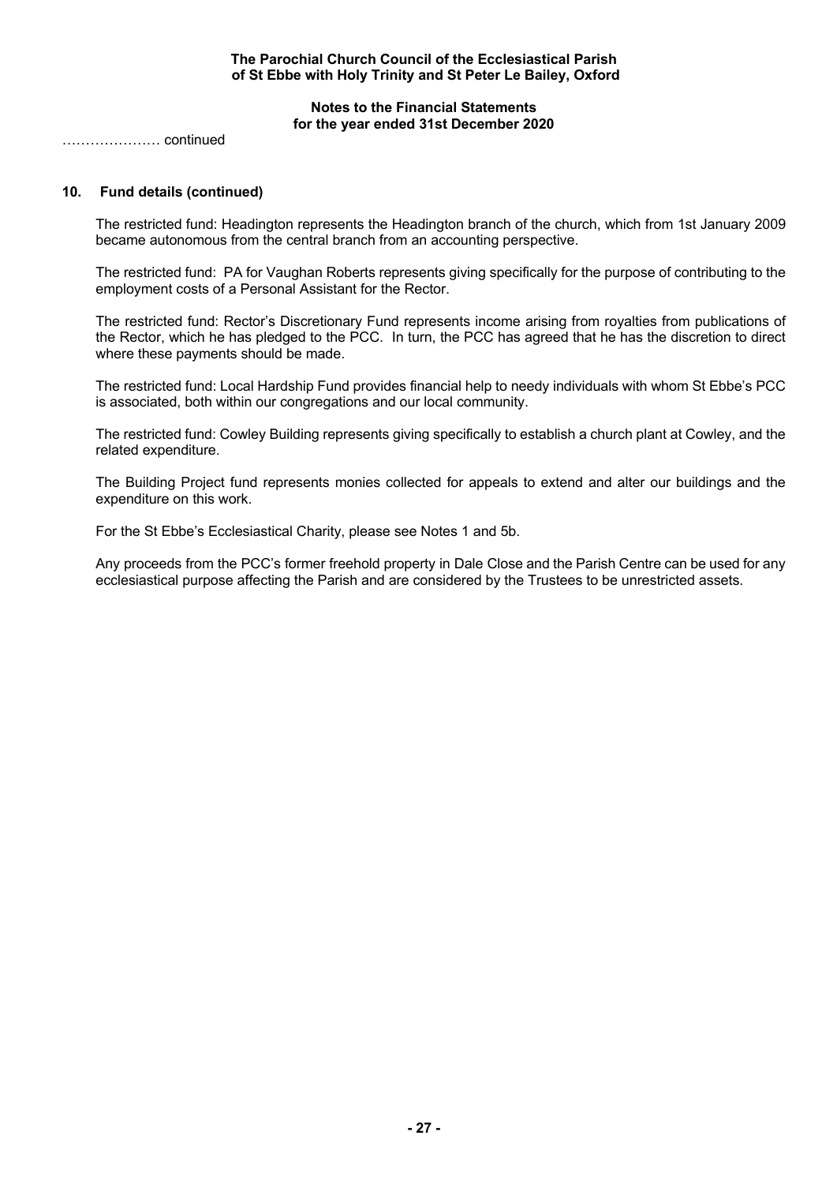………………… continued

## 10. Fund details (continued)

The restricted fund: Headington represents the Headington branch of the church, which from 1st January 2009 became autonomous from the central branch from an accounting perspective.

The restricted fund: PA for Vaughan Roberts represents giving specifically for the purpose of contributing to the employment costs of a Personal Assistant for the Rector.

The restricted fund: Rector's Discretionary Fund represents income arising from royalties from publications of the Rector, which he has pledged to the PCC. In turn, the PCC has agreed that he has the discretion to direct where these payments should be made.

The restricted fund: Local Hardship Fund provides financial help to needy individuals with whom St Ebbe's PCC is associated, both within our congregations and our local community.

The restricted fund: Cowley Building represents giving specifically to establish a church plant at Cowley, and the related expenditure.

The Building Project fund represents monies collected for appeals to extend and alter our buildings and the expenditure on this work.

For the St Ebbe's Ecclesiastical Charity, please see Notes 1 and 5b.

Any proceeds from the PCC's former freehold property in Dale Close and the Parish Centre can be used for any ecclesiastical purpose affecting the Parish and are considered by the Trustees to be unrestricted assets.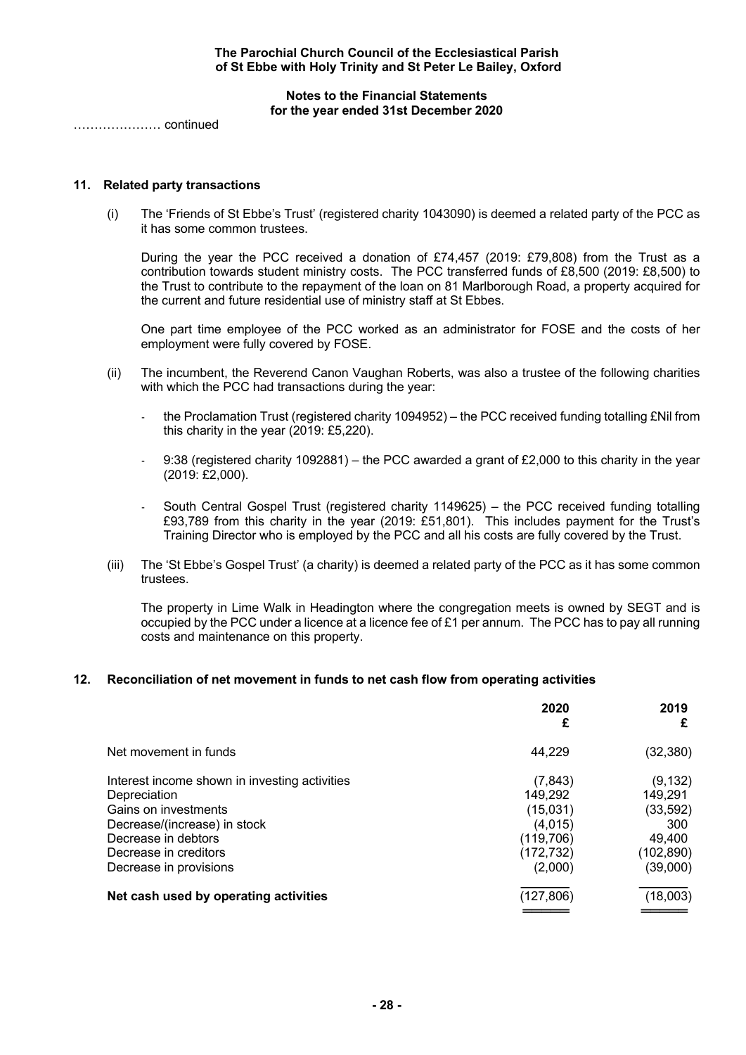………………… continued

## 11. Related party transactions

(i) The 'Friends of St Ebbe's Trust' (registered charity 1043090) is deemed a related party of the PCC as it has some common trustees.

During the year the PCC received a donation of £74,457 (2019: £79,808) from the Trust as a contribution towards student ministry costs. The PCC transferred funds of £8,500 (2019: £8,500) to the Trust to contribute to the repayment of the loan on 81 Marlborough Road, a property acquired for the current and future residential use of ministry staff at St Ebbes.

One part time employee of the PCC worked as an administrator for FOSE and the costs of her employment were fully covered by FOSE.

(ii) The incumbent, the Reverend Canon Vaughan Roberts, was also a trustee of the following charities with which the PCC had transactions during the year:

- the Proclamation Trust (registered charity 1094952) – the PCC received funding totalling £Nil from this charity in the year (2019: £5,220).
- 9:38 (registered charity 1092881) – the PCC awarded a grant of £2,000 to this charity in the year (2019: £2,000).
- South Central Gospel Trust (registered charity 1149625) – the PCC received funding totalling £93,789 from this charity in the year (2019: £51,801). This includes payment for the Trust's Training Director who is employed by the PCC and all his costs are fully covered by the Trust.

(iii) The 'St Ebbe's Gospel Trust' (a charity) is deemed a related party of the PCC as it has some common trustees.

The property in Lime Walk in Headington where the congregation meets is owned by SEGT and is occupied by the PCC under a licence at a licence fee of £1 per annum. The PCC has to pay all running costs and maintenance on this property.

## 12. Reconciliation of net movement in funds to net cash flow from operating activities

| | 2020 £ | 2019 £ |
|---|---|---|
| Net movement in funds | 44,229 | (32,380) |
| Interest income shown in investing activities | (7,843) | (9,132) |
| Depreciation | 149,292 | 149,291 |
| Gains on investments | (15,031) | (33,592) |
| Decrease/(increase) in stock | (4,015) | 300 |
| Decrease in debtors | (119,706) | 49,400 |
| Decrease in creditors | (172,732) | (102,890) |
| Decrease in provisions | (2,000) | (39,000) |
| **Net cash used by operating activities** | (127,806) | (18,003) |